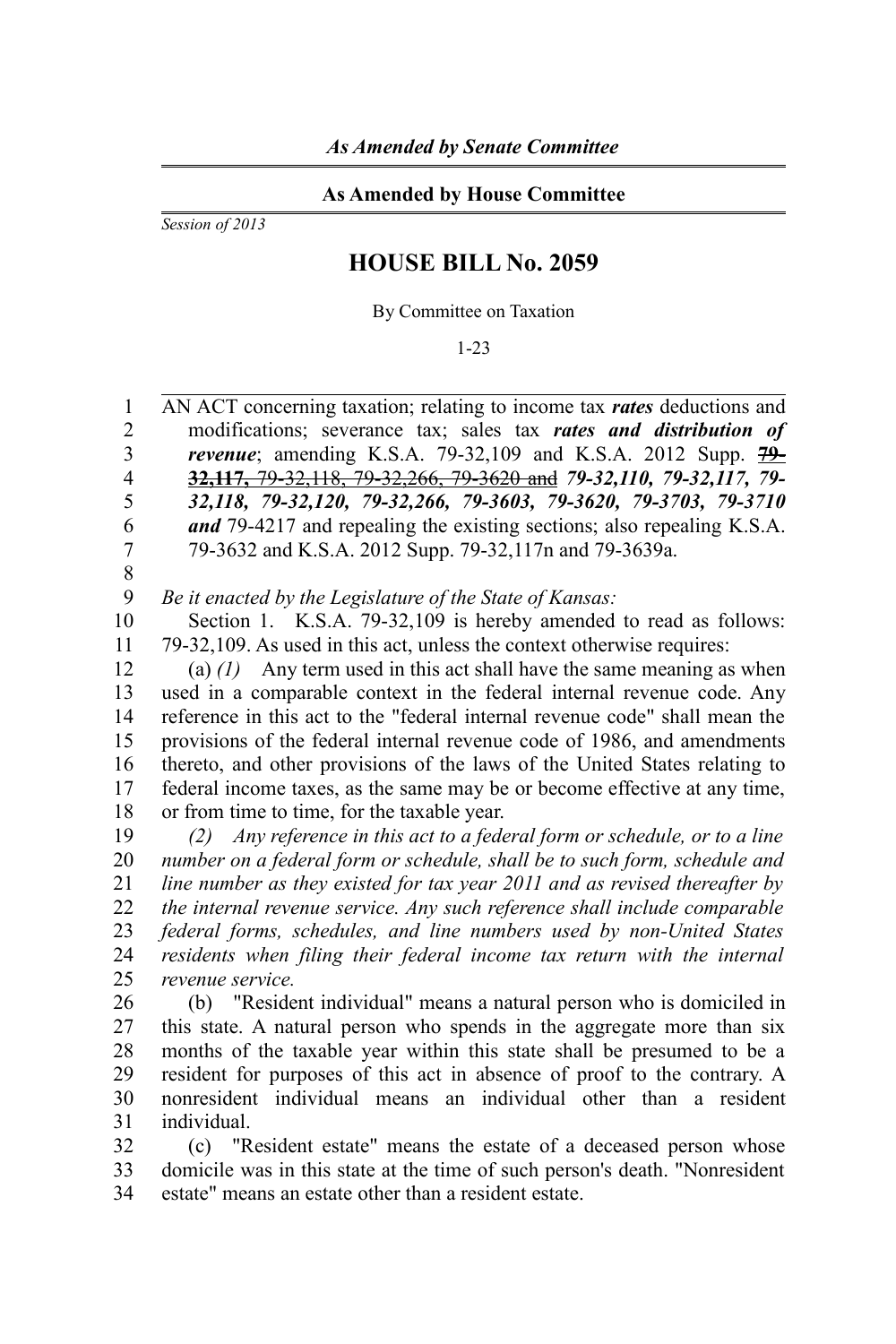*As Amended by Senate Committee*

**As Amended by House Committee**

*Session of 2013*

# HOUSE BILL No. 2059

By Committee on Taxation

1-23

AN ACT concerning taxation; relating to income tax ***rates*** deductions and modifications; severance tax; sales tax ***rates and distribution of revenue***; amending K.S.A. 79-32,109 and K.S.A. 2012 Supp. ~~**79-32,117,** 79-32,118, 79-32,266, 79-3620 and~~ ***79-32,110, 79-32,117, 79-32,118, 79-32,120, 79-32,266, 79-3603, 79-3620, 79-3703, 79-3710 and*** 79-4217 and repealing the existing sections; also repealing K.S.A. 79-3632 and K.S.A. 2012 Supp. 79-32,117n and 79-3639a.

*Be it enacted by the Legislature of the State of Kansas:*

Section 1. K.S.A. 79-32,109 is hereby amended to read as follows: 79-32,109. As used in this act, unless the context otherwise requires:

(a) *(1)* Any term used in this act shall have the same meaning as when used in a comparable context in the federal internal revenue code. Any reference in this act to the "federal internal revenue code" shall mean the provisions of the federal internal revenue code of 1986, and amendments thereto, and other provisions of the laws of the United States relating to federal income taxes, as the same may be or become effective at any time, or from time to time, for the taxable year.

*(2) Any reference in this act to a federal form or schedule, or to a line number on a federal form or schedule, shall be to such form, schedule and line number as they existed for tax year 2011 and as revised thereafter by the internal revenue service. Any such reference shall include comparable federal forms, schedules, and line numbers used by non-United States residents when filing their federal income tax return with the internal revenue service.*

(b) "Resident individual" means a natural person who is domiciled in this state. A natural person who spends in the aggregate more than six months of the taxable year within this state shall be presumed to be a resident for purposes of this act in absence of proof to the contrary. A nonresident individual means an individual other than a resident individual.

(c) "Resident estate" means the estate of a deceased person whose domicile was in this state at the time of such person's death. "Nonresident estate" means an estate other than a resident estate.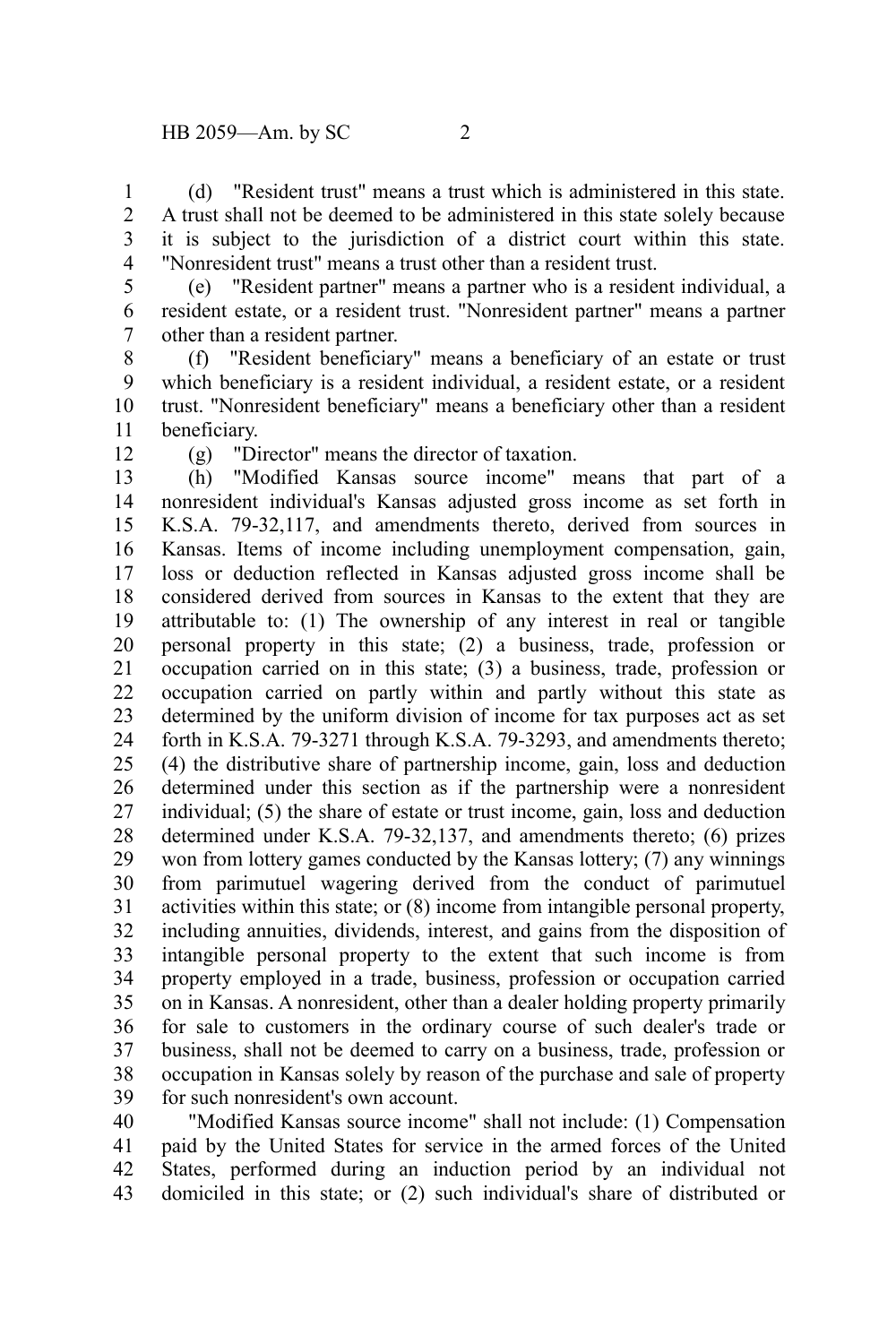(d) "Resident trust" means a trust which is administered in this state. A trust shall not be deemed to be administered in this state solely because it is subject to the jurisdiction of a district court within this state. "Nonresident trust" means a trust other than a resident trust.

(e) "Resident partner" means a partner who is a resident individual, a resident estate, or a resident trust. "Nonresident partner" means a partner other than a resident partner.

(f) "Resident beneficiary" means a beneficiary of an estate or trust which beneficiary is a resident individual, a resident estate, or a resident trust. "Nonresident beneficiary" means a beneficiary other than a resident beneficiary.

(g) "Director" means the director of taxation.

(h) "Modified Kansas source income" means that part of a nonresident individual's Kansas adjusted gross income as set forth in K.S.A. 79-32,117, and amendments thereto, derived from sources in Kansas. Items of income including unemployment compensation, gain, loss or deduction reflected in Kansas adjusted gross income shall be considered derived from sources in Kansas to the extent that they are attributable to: (1) The ownership of any interest in real or tangible personal property in this state; (2) a business, trade, profession or occupation carried on in this state; (3) a business, trade, profession or occupation carried on partly within and partly without this state as determined by the uniform division of income for tax purposes act as set forth in K.S.A. 79-3271 through K.S.A. 79-3293, and amendments thereto; (4) the distributive share of partnership income, gain, loss and deduction determined under this section as if the partnership were a nonresident individual; (5) the share of estate or trust income, gain, loss and deduction determined under K.S.A. 79-32,137, and amendments thereto; (6) prizes won from lottery games conducted by the Kansas lottery; (7) any winnings from parimutuel wagering derived from the conduct of parimutuel activities within this state; or (8) income from intangible personal property, including annuities, dividends, interest, and gains from the disposition of intangible personal property to the extent that such income is from property employed in a trade, business, profession or occupation carried on in Kansas. A nonresident, other than a dealer holding property primarily for sale to customers in the ordinary course of such dealer's trade or business, shall not be deemed to carry on a business, trade, profession or occupation in Kansas solely by reason of the purchase and sale of property for such nonresident's own account.

"Modified Kansas source income" shall not include: (1) Compensation paid by the United States for service in the armed forces of the United States, performed during an induction period by an individual not domiciled in this state; or (2) such individual's share of distributed or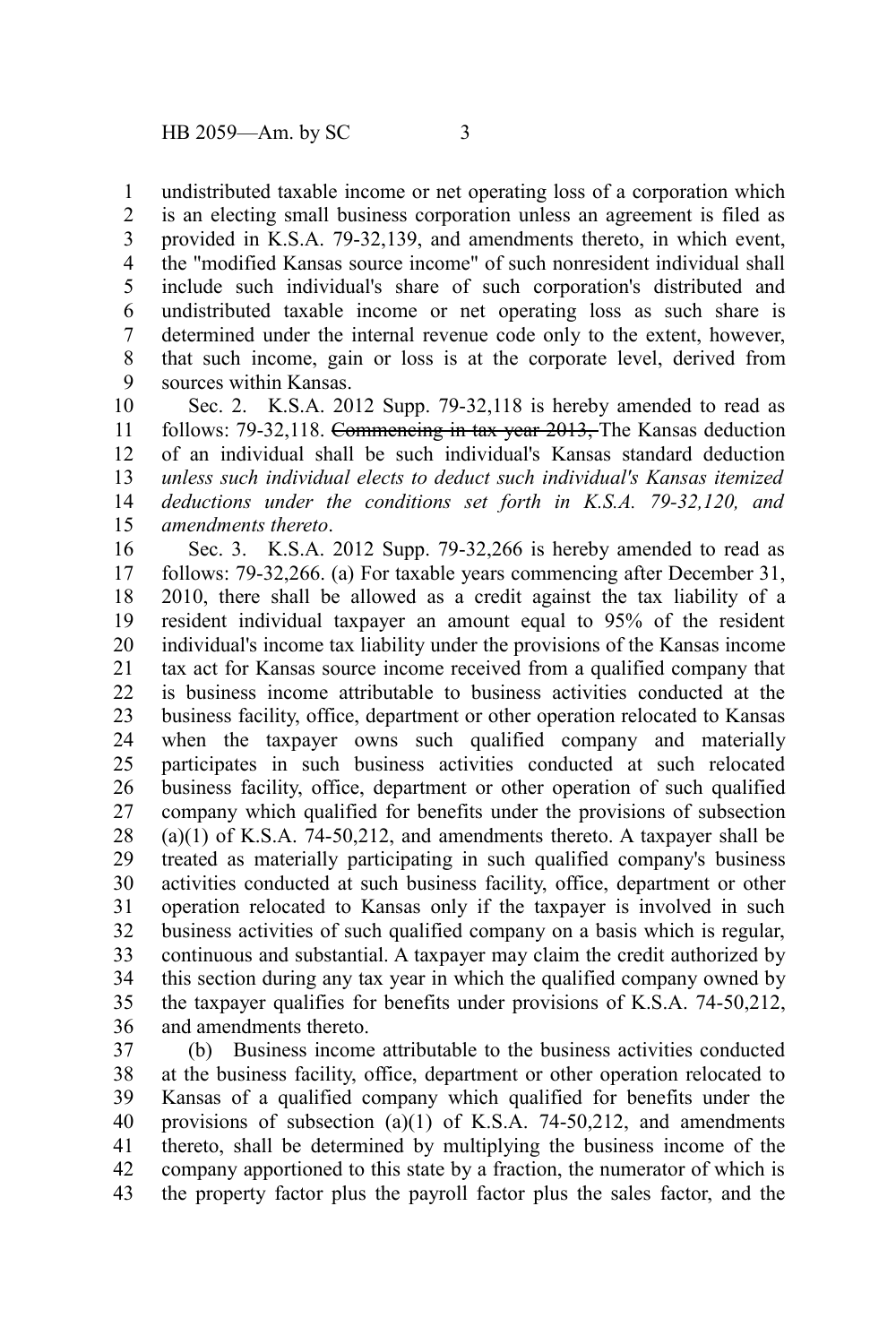undistributed taxable income or net operating loss of a corporation which is an electing small business corporation unless an agreement is filed as provided in K.S.A. 79-32,139, and amendments thereto, in which event, the "modified Kansas source income" of such nonresident individual shall include such individual's share of such corporation's distributed and undistributed taxable income or net operating loss as such share is determined under the internal revenue code only to the extent, however, that such income, gain or loss is at the corporate level, derived from sources within Kansas.

Sec. 2. K.S.A. 2012 Supp. 79-32,118 is hereby amended to read as follows: 79-32,118. ~~Commencing in tax year 2013,~~ The Kansas deduction of an individual shall be such individual's Kansas standard deduction *unless such individual elects to deduct such individual's Kansas itemized deductions under the conditions set forth in K.S.A. 79-32,120, and amendments thereto*.

Sec. 3. K.S.A. 2012 Supp. 79-32,266 is hereby amended to read as follows: 79-32,266. (a) For taxable years commencing after December 31, 2010, there shall be allowed as a credit against the tax liability of a resident individual taxpayer an amount equal to 95% of the resident individual's income tax liability under the provisions of the Kansas income tax act for Kansas source income received from a qualified company that is business income attributable to business activities conducted at the business facility, office, department or other operation relocated to Kansas when the taxpayer owns such qualified company and materially participates in such business activities conducted at such relocated business facility, office, department or other operation of such qualified company which qualified for benefits under the provisions of subsection (a)(1) of K.S.A. 74-50,212, and amendments thereto. A taxpayer shall be treated as materially participating in such qualified company's business activities conducted at such business facility, office, department or other operation relocated to Kansas only if the taxpayer is involved in such business activities of such qualified company on a basis which is regular, continuous and substantial. A taxpayer may claim the credit authorized by this section during any tax year in which the qualified company owned by the taxpayer qualifies for benefits under provisions of K.S.A. 74-50,212, and amendments thereto.

(b) Business income attributable to the business activities conducted at the business facility, office, department or other operation relocated to Kansas of a qualified company which qualified for benefits under the provisions of subsection (a)(1) of K.S.A. 74-50,212, and amendments thereto, shall be determined by multiplying the business income of the company apportioned to this state by a fraction, the numerator of which is the property factor plus the payroll factor plus the sales factor, and the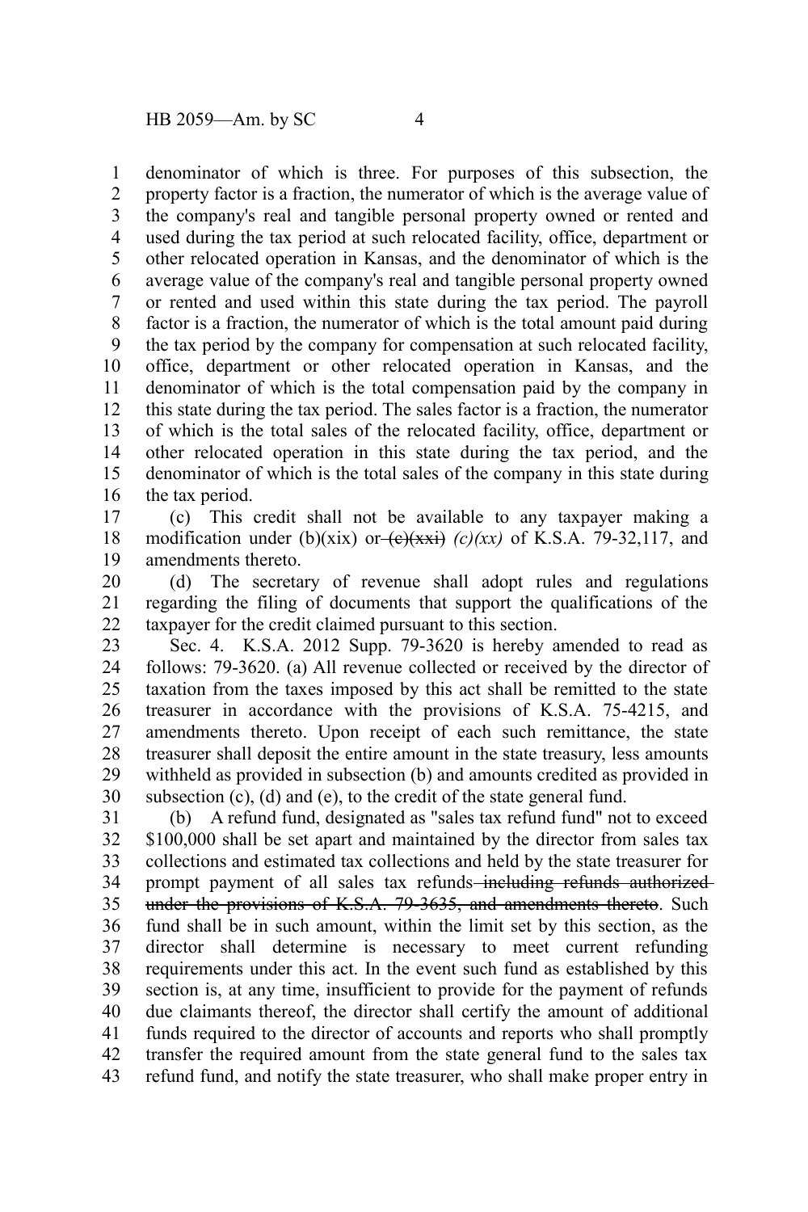denominator of which is three. For purposes of this subsection, the property factor is a fraction, the numerator of which is the average value of the company's real and tangible personal property owned or rented and used during the tax period at such relocated facility, office, department or other relocated operation in Kansas, and the denominator of which is the average value of the company's real and tangible personal property owned or rented and used within this state during the tax period. The payroll factor is a fraction, the numerator of which is the total amount paid during the tax period by the company for compensation at such relocated facility, office, department or other relocated operation in Kansas, and the denominator of which is the total compensation paid by the company in this state during the tax period. The sales factor is a fraction, the numerator of which is the total sales of the relocated facility, office, department or other relocated operation in this state during the tax period, and the denominator of which is the total sales of the company in this state during the tax period.

(c) This credit shall not be available to any taxpayer making a modification under (b)(xix) or ~~(c)(xxi)~~ *(c)(xx)* of K.S.A. 79-32,117, and amendments thereto.

(d) The secretary of revenue shall adopt rules and regulations regarding the filing of documents that support the qualifications of the taxpayer for the credit claimed pursuant to this section.

Sec. 4. K.S.A. 2012 Supp. 79-3620 is hereby amended to read as follows: 79-3620. (a) All revenue collected or received by the director of taxation from the taxes imposed by this act shall be remitted to the state treasurer in accordance with the provisions of K.S.A. 75-4215, and amendments thereto. Upon receipt of each such remittance, the state treasurer shall deposit the entire amount in the state treasury, less amounts withheld as provided in subsection (b) and amounts credited as provided in subsection (c), (d) and (e), to the credit of the state general fund.

(b) A refund fund, designated as "sales tax refund fund" not to exceed $100,000 shall be set apart and maintained by the director from sales tax collections and estimated tax collections and held by the state treasurer for prompt payment of all sales tax refunds ~~including refunds authorized under the provisions of K.S.A. 79-3635, and amendments thereto~~. Such fund shall be in such amount, within the limit set by this section, as the director shall determine is necessary to meet current refunding requirements under this act. In the event such fund as established by this section is, at any time, insufficient to provide for the payment of refunds due claimants thereof, the director shall certify the amount of additional funds required to the director of accounts and reports who shall promptly transfer the required amount from the state general fund to the sales tax refund fund, and notify the state treasurer, who shall make proper entry in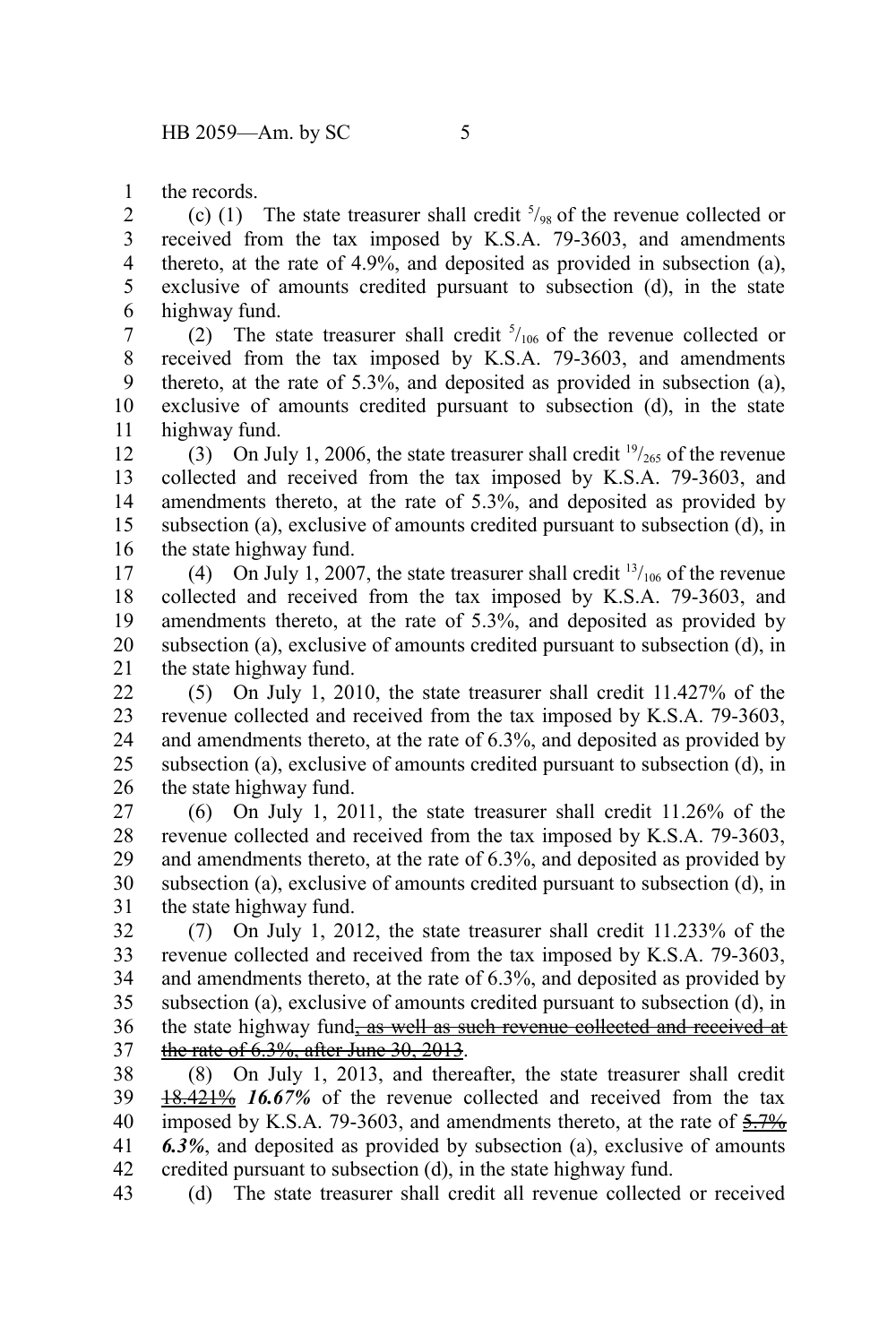the records.

(c) (1) The state treasurer shall credit $^{5}/_{98}$ of the revenue collected or received from the tax imposed by K.S.A. 79-3603, and amendments thereto, at the rate of 4.9%, and deposited as provided in subsection (a), exclusive of amounts credited pursuant to subsection (d), in the state highway fund.

(2) The state treasurer shall credit $^{5}/_{106}$ of the revenue collected or received from the tax imposed by K.S.A. 79-3603, and amendments thereto, at the rate of 5.3%, and deposited as provided in subsection (a), exclusive of amounts credited pursuant to subsection (d), in the state highway fund.

(3) On July 1, 2006, the state treasurer shall credit $^{19}/_{265}$ of the revenue collected and received from the tax imposed by K.S.A. 79-3603, and amendments thereto, at the rate of 5.3%, and deposited as provided by subsection (a), exclusive of amounts credited pursuant to subsection (d), in the state highway fund.

(4) On July 1, 2007, the state treasurer shall credit $^{13}/_{106}$ of the revenue collected and received from the tax imposed by K.S.A. 79-3603, and amendments thereto, at the rate of 5.3%, and deposited as provided by subsection (a), exclusive of amounts credited pursuant to subsection (d), in the state highway fund.

(5) On July 1, 2010, the state treasurer shall credit 11.427% of the revenue collected and received from the tax imposed by K.S.A. 79-3603, and amendments thereto, at the rate of 6.3%, and deposited as provided by subsection (a), exclusive of amounts credited pursuant to subsection (d), in the state highway fund.

(6) On July 1, 2011, the state treasurer shall credit 11.26% of the revenue collected and received from the tax imposed by K.S.A. 79-3603, and amendments thereto, at the rate of 6.3%, and deposited as provided by subsection (a), exclusive of amounts credited pursuant to subsection (d), in the state highway fund.

(7) On July 1, 2012, the state treasurer shall credit 11.233% of the revenue collected and received from the tax imposed by K.S.A. 79-3603, and amendments thereto, at the rate of 6.3%, and deposited as provided by subsection (a), exclusive of amounts credited pursuant to subsection (d), in the state highway fund~~, as well as such revenue collected and received at the rate of 6.3%, after June 30, 2013~~.

(8) On July 1, 2013, and thereafter, the state treasurer shall credit ~~18.421%~~ ***16.67%*** of the revenue collected and received from the tax imposed by K.S.A. 79-3603, and amendments thereto, at the rate of ~~5.7%~~ ***6.3%***, and deposited as provided by subsection (a), exclusive of amounts credited pursuant to subsection (d), in the state highway fund.

(d) The state treasurer shall credit all revenue collected or received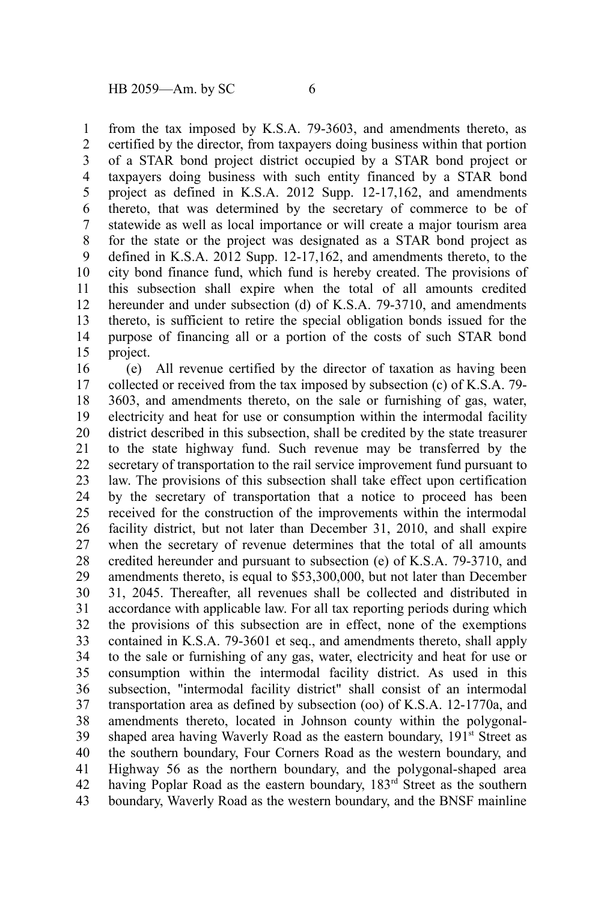from the tax imposed by K.S.A. 79-3603, and amendments thereto, as certified by the director, from taxpayers doing business within that portion of a STAR bond project district occupied by a STAR bond project or taxpayers doing business with such entity financed by a STAR bond project as defined in K.S.A. 2012 Supp. 12-17,162, and amendments thereto, that was determined by the secretary of commerce to be of statewide as well as local importance or will create a major tourism area for the state or the project was designated as a STAR bond project as defined in K.S.A. 2012 Supp. 12-17,162, and amendments thereto, to the city bond finance fund, which fund is hereby created. The provisions of this subsection shall expire when the total of all amounts credited hereunder and under subsection (d) of K.S.A. 79-3710, and amendments thereto, is sufficient to retire the special obligation bonds issued for the purpose of financing all or a portion of the costs of such STAR bond project.

(e) All revenue certified by the director of taxation as having been collected or received from the tax imposed by subsection (c) of K.S.A. 79-3603, and amendments thereto, on the sale or furnishing of gas, water, electricity and heat for use or consumption within the intermodal facility district described in this subsection, shall be credited by the state treasurer to the state highway fund. Such revenue may be transferred by the secretary of transportation to the rail service improvement fund pursuant to law. The provisions of this subsection shall take effect upon certification by the secretary of transportation that a notice to proceed has been received for the construction of the improvements within the intermodal facility district, but not later than December 31, 2010, and shall expire when the secretary of revenue determines that the total of all amounts credited hereunder and pursuant to subsection (e) of K.S.A. 79-3710, and amendments thereto, is equal to $53,300,000, but not later than December 31, 2045. Thereafter, all revenues shall be collected and distributed in accordance with applicable law. For all tax reporting periods during which the provisions of this subsection are in effect, none of the exemptions contained in K.S.A. 79-3601 et seq., and amendments thereto, shall apply to the sale or furnishing of any gas, water, electricity and heat for use or consumption within the intermodal facility district. As used in this subsection, "intermodal facility district" shall consist of an intermodal transportation area as defined by subsection (oo) of K.S.A. 12-1770a, and amendments thereto, located in Johnson county within the polygonal-shaped area having Waverly Road as the eastern boundary, 191st Street as the southern boundary, Four Corners Road as the western boundary, and Highway 56 as the northern boundary, and the polygonal-shaped area having Poplar Road as the eastern boundary, 183rd Street as the southern boundary, Waverly Road as the western boundary, and the BNSF mainline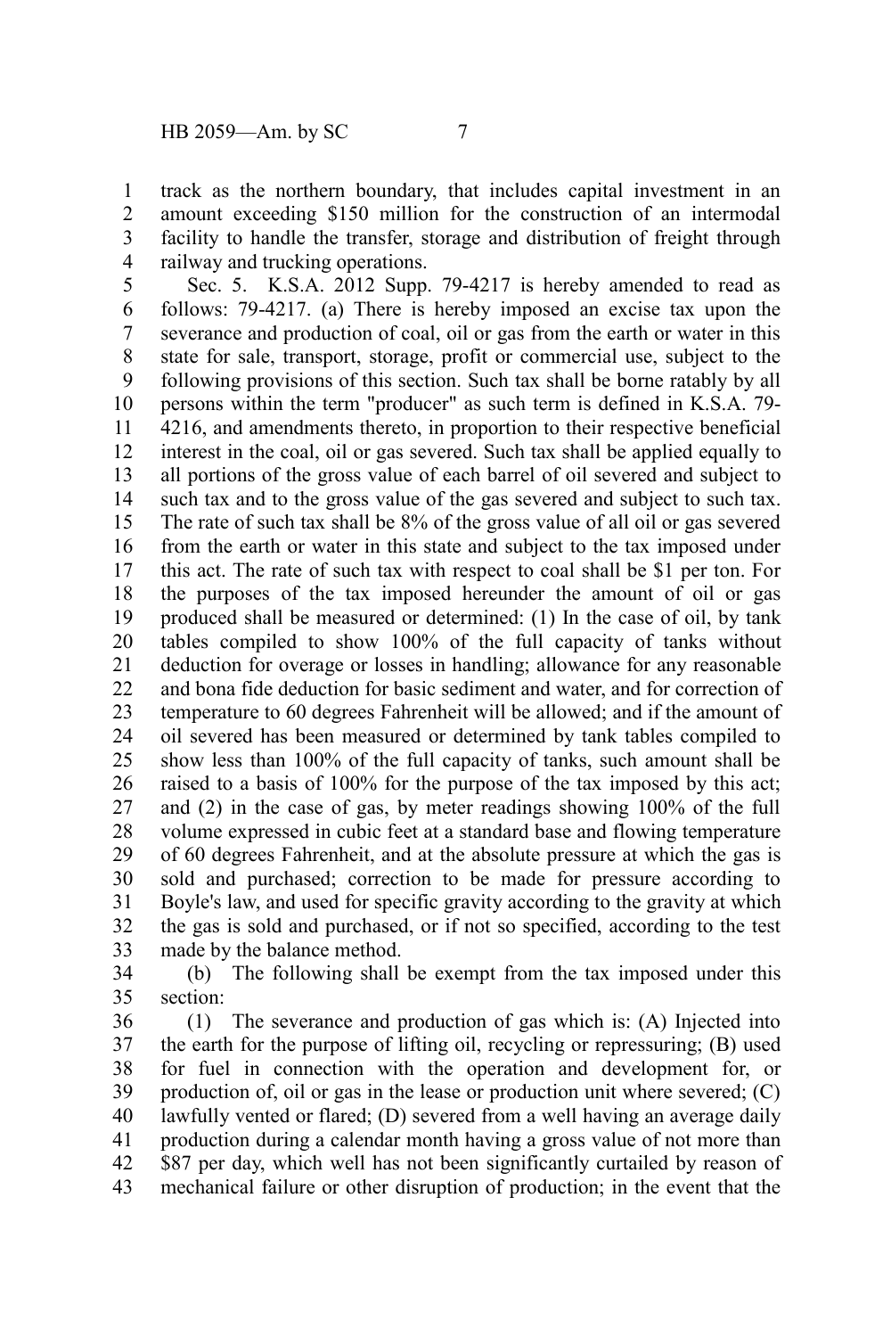track as the northern boundary, that includes capital investment in an amount exceeding $150 million for the construction of an intermodal facility to handle the transfer, storage and distribution of freight through railway and trucking operations.

Sec. 5. K.S.A. 2012 Supp. 79-4217 is hereby amended to read as follows: 79-4217. (a) There is hereby imposed an excise tax upon the severance and production of coal, oil or gas from the earth or water in this state for sale, transport, storage, profit or commercial use, subject to the following provisions of this section. Such tax shall be borne ratably by all persons within the term "producer" as such term is defined in K.S.A. 79-4216, and amendments thereto, in proportion to their respective beneficial interest in the coal, oil or gas severed. Such tax shall be applied equally to all portions of the gross value of each barrel of oil severed and subject to such tax and to the gross value of the gas severed and subject to such tax. The rate of such tax shall be 8% of the gross value of all oil or gas severed from the earth or water in this state and subject to the tax imposed under this act. The rate of such tax with respect to coal shall be $1 per ton. For the purposes of the tax imposed hereunder the amount of oil or gas produced shall be measured or determined: (1) In the case of oil, by tank tables compiled to show 100% of the full capacity of tanks without deduction for overage or losses in handling; allowance for any reasonable and bona fide deduction for basic sediment and water, and for correction of temperature to 60 degrees Fahrenheit will be allowed; and if the amount of oil severed has been measured or determined by tank tables compiled to show less than 100% of the full capacity of tanks, such amount shall be raised to a basis of 100% for the purpose of the tax imposed by this act; and (2) in the case of gas, by meter readings showing 100% of the full volume expressed in cubic feet at a standard base and flowing temperature of 60 degrees Fahrenheit, and at the absolute pressure at which the gas is sold and purchased; correction to be made for pressure according to Boyle's law, and used for specific gravity according to the gravity at which the gas is sold and purchased, or if not so specified, according to the test made by the balance method.

(b) The following shall be exempt from the tax imposed under this section:

(1) The severance and production of gas which is: (A) Injected into the earth for the purpose of lifting oil, recycling or repressuring; (B) used for fuel in connection with the operation and development for, or production of, oil or gas in the lease or production unit where severed; (C) lawfully vented or flared; (D) severed from a well having an average daily production during a calendar month having a gross value of not more than $87 per day, which well has not been significantly curtailed by reason of mechanical failure or other disruption of production; in the event that the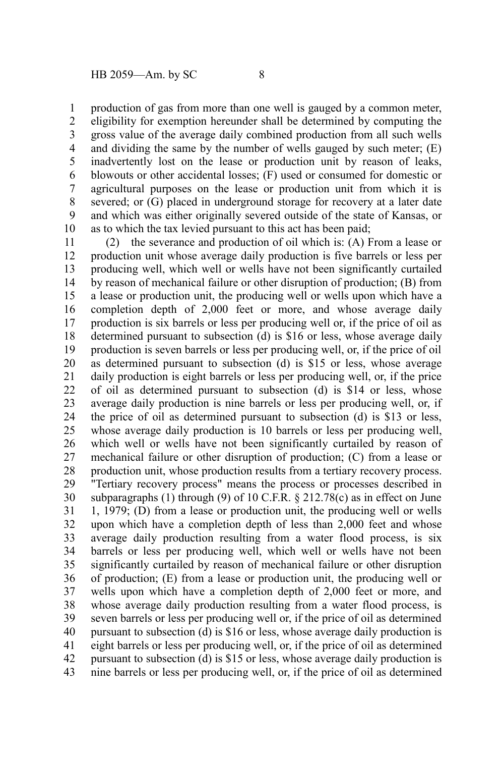production of gas from more than one well is gauged by a common meter, eligibility for exemption hereunder shall be determined by computing the gross value of the average daily combined production from all such wells and dividing the same by the number of wells gauged by such meter; (E) inadvertently lost on the lease or production unit by reason of leaks, blowouts or other accidental losses; (F) used or consumed for domestic or agricultural purposes on the lease or production unit from which it is severed; or (G) placed in underground storage for recovery at a later date and which was either originally severed outside of the state of Kansas, or as to which the tax levied pursuant to this act has been paid;

(2) the severance and production of oil which is: (A) From a lease or production unit whose average daily production is five barrels or less per producing well, which well or wells have not been significantly curtailed by reason of mechanical failure or other disruption of production; (B) from a lease or production unit, the producing well or wells upon which have a completion depth of 2,000 feet or more, and whose average daily production is six barrels or less per producing well or, if the price of oil as determined pursuant to subsection (d) is $16 or less, whose average daily production is seven barrels or less per producing well, or, if the price of oil as determined pursuant to subsection (d) is $15 or less, whose average daily production is eight barrels or less per producing well, or, if the price of oil as determined pursuant to subsection (d) is $14 or less, whose average daily production is nine barrels or less per producing well, or, if the price of oil as determined pursuant to subsection (d) is $13 or less, whose average daily production is 10 barrels or less per producing well, which well or wells have not been significantly curtailed by reason of mechanical failure or other disruption of production; (C) from a lease or production unit, whose production results from a tertiary recovery process. "Tertiary recovery process" means the process or processes described in subparagraphs (1) through (9) of 10 C.F.R. § 212.78(c) as in effect on June 1, 1979; (D) from a lease or production unit, the producing well or wells upon which have a completion depth of less than 2,000 feet and whose average daily production resulting from a water flood process, is six barrels or less per producing well, which well or wells have not been significantly curtailed by reason of mechanical failure or other disruption of production; (E) from a lease or production unit, the producing well or wells upon which have a completion depth of 2,000 feet or more, and whose average daily production resulting from a water flood process, is seven barrels or less per producing well or, if the price of oil as determined pursuant to subsection (d) is $16 or less, whose average daily production is eight barrels or less per producing well, or, if the price of oil as determined pursuant to subsection (d) is $15 or less, whose average daily production is nine barrels or less per producing well, or, if the price of oil as determined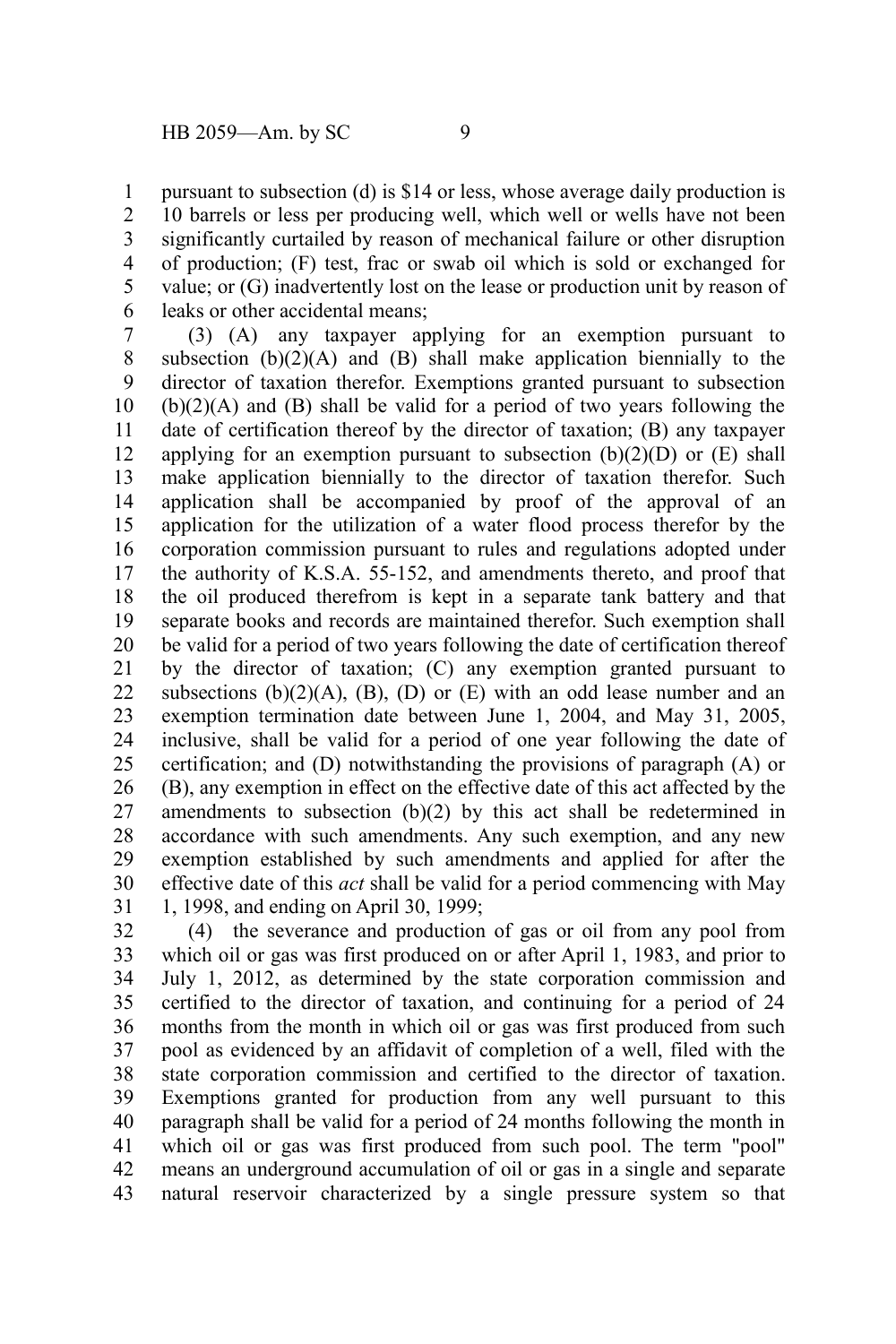pursuant to subsection (d) is $14 or less, whose average daily production is 10 barrels or less per producing well, which well or wells have not been significantly curtailed by reason of mechanical failure or other disruption of production; (F) test, frac or swab oil which is sold or exchanged for value; or (G) inadvertently lost on the lease or production unit by reason of leaks or other accidental means;

(3) (A) any taxpayer applying for an exemption pursuant to subsection (b)(2)(A) and (B) shall make application biennially to the director of taxation therefor. Exemptions granted pursuant to subsection (b)(2)(A) and (B) shall be valid for a period of two years following the date of certification thereof by the director of taxation; (B) any taxpayer applying for an exemption pursuant to subsection (b)(2)(D) or (E) shall make application biennially to the director of taxation therefor. Such application shall be accompanied by proof of the approval of an application for the utilization of a water flood process therefor by the corporation commission pursuant to rules and regulations adopted under the authority of K.S.A. 55-152, and amendments thereto, and proof that the oil produced therefrom is kept in a separate tank battery and that separate books and records are maintained therefor. Such exemption shall be valid for a period of two years following the date of certification thereof by the director of taxation; (C) any exemption granted pursuant to subsections (b)(2)(A), (B), (D) or (E) with an odd lease number and an exemption termination date between June 1, 2004, and May 31, 2005, inclusive, shall be valid for a period of one year following the date of certification; and (D) notwithstanding the provisions of paragraph (A) or (B), any exemption in effect on the effective date of this act affected by the amendments to subsection (b)(2) by this act shall be redetermined in accordance with such amendments. Any such exemption, and any new exemption established by such amendments and applied for after the effective date of this *act* shall be valid for a period commencing with May 1, 1998, and ending on April 30, 1999;

(4) the severance and production of gas or oil from any pool from which oil or gas was first produced on or after April 1, 1983, and prior to July 1, 2012, as determined by the state corporation commission and certified to the director of taxation, and continuing for a period of 24 months from the month in which oil or gas was first produced from such pool as evidenced by an affidavit of completion of a well, filed with the state corporation commission and certified to the director of taxation. Exemptions granted for production from any well pursuant to this paragraph shall be valid for a period of 24 months following the month in which oil or gas was first produced from such pool. The term "pool" means an underground accumulation of oil or gas in a single and separate natural reservoir characterized by a single pressure system so that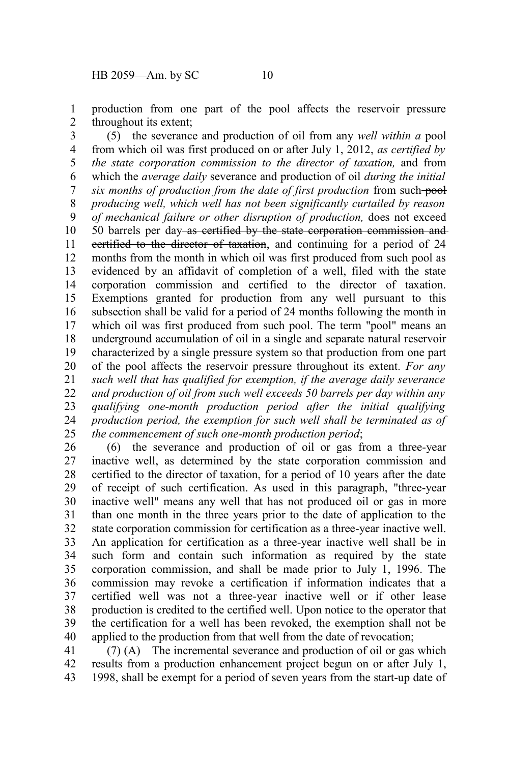production from one part of the pool affects the reservoir pressure throughout its extent;

(5) the severance and production of oil from any *well within a* pool from which oil was first produced on or after July 1, 2012, *as certified by the state corporation commission to the director of taxation,* and from which the *average daily* severance and production of oil *during the initial six months of production from the date of first production* from such ~~pool~~ *producing well, which well has not been significantly curtailed by reason of mechanical failure or other disruption of production,* does not exceed 50 barrels per day ~~as certified by the state corporation commission and certified to the director of taxation~~, and continuing for a period of 24 months from the month in which oil was first produced from such pool as evidenced by an affidavit of completion of a well, filed with the state corporation commission and certified to the director of taxation. Exemptions granted for production from any well pursuant to this subsection shall be valid for a period of 24 months following the month in which oil was first produced from such pool. The term "pool" means an underground accumulation of oil in a single and separate natural reservoir characterized by a single pressure system so that production from one part of the pool affects the reservoir pressure throughout its extent. *For any such well that has qualified for exemption, if the average daily severance and production of oil from such well exceeds 50 barrels per day within any qualifying one-month production period after the initial qualifying production period, the exemption for such well shall be terminated as of the commencement of such one-month production period*;

(6) the severance and production of oil or gas from a three-year inactive well, as determined by the state corporation commission and certified to the director of taxation, for a period of 10 years after the date of receipt of such certification. As used in this paragraph, "three-year inactive well" means any well that has not produced oil or gas in more than one month in the three years prior to the date of application to the state corporation commission for certification as a three-year inactive well. An application for certification as a three-year inactive well shall be in such form and contain such information as required by the state corporation commission, and shall be made prior to July 1, 1996. The commission may revoke a certification if information indicates that a certified well was not a three-year inactive well or if other lease production is credited to the certified well. Upon notice to the operator that the certification for a well has been revoked, the exemption shall not be applied to the production from that well from the date of revocation;

(7) (A) The incremental severance and production of oil or gas which results from a production enhancement project begun on or after July 1, 1998, shall be exempt for a period of seven years from the start-up date of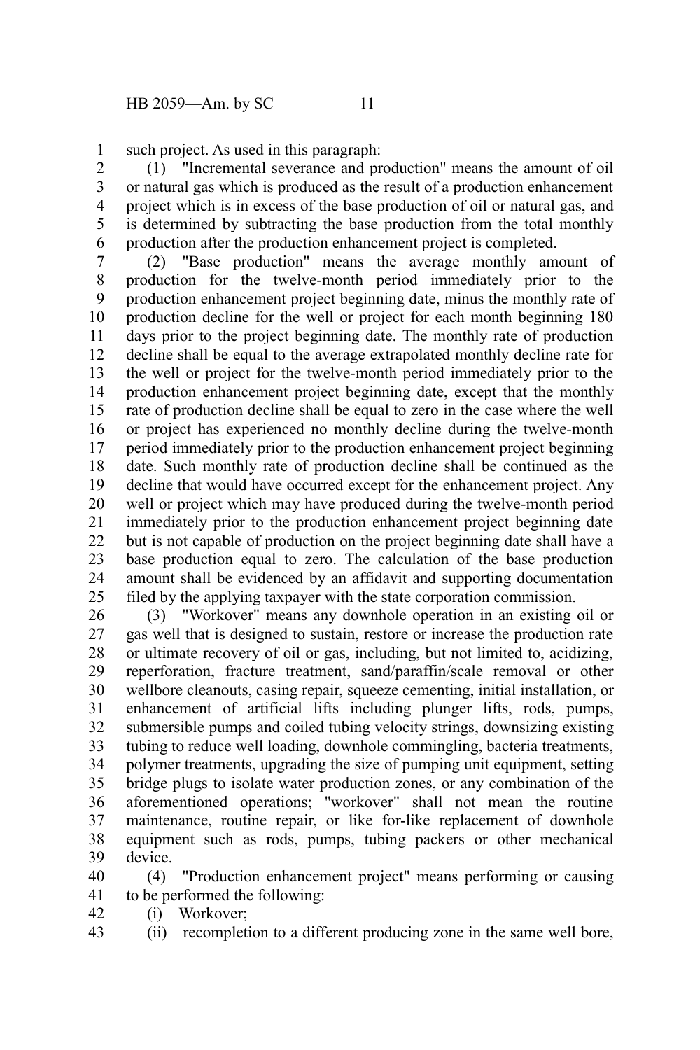such project. As used in this paragraph:

(1) "Incremental severance and production" means the amount of oil or natural gas which is produced as the result of a production enhancement project which is in excess of the base production of oil or natural gas, and is determined by subtracting the base production from the total monthly production after the production enhancement project is completed.

(2) "Base production" means the average monthly amount of production for the twelve-month period immediately prior to the production enhancement project beginning date, minus the monthly rate of production decline for the well or project for each month beginning 180 days prior to the project beginning date. The monthly rate of production decline shall be equal to the average extrapolated monthly decline rate for the well or project for the twelve-month period immediately prior to the production enhancement project beginning date, except that the monthly rate of production decline shall be equal to zero in the case where the well or project has experienced no monthly decline during the twelve-month period immediately prior to the production enhancement project beginning date. Such monthly rate of production decline shall be continued as the decline that would have occurred except for the enhancement project. Any well or project which may have produced during the twelve-month period immediately prior to the production enhancement project beginning date but is not capable of production on the project beginning date shall have a base production equal to zero. The calculation of the base production amount shall be evidenced by an affidavit and supporting documentation filed by the applying taxpayer with the state corporation commission.

(3) "Workover" means any downhole operation in an existing oil or gas well that is designed to sustain, restore or increase the production rate or ultimate recovery of oil or gas, including, but not limited to, acidizing, reperforation, fracture treatment, sand/paraffin/scale removal or other wellbore cleanouts, casing repair, squeeze cementing, initial installation, or enhancement of artificial lifts including plunger lifts, rods, pumps, submersible pumps and coiled tubing velocity strings, downsizing existing tubing to reduce well loading, downhole commingling, bacteria treatments, polymer treatments, upgrading the size of pumping unit equipment, setting bridge plugs to isolate water production zones, or any combination of the aforementioned operations; "workover" shall not mean the routine maintenance, routine repair, or like for-like replacement of downhole equipment such as rods, pumps, tubing packers or other mechanical device.

(4) "Production enhancement project" means performing or causing to be performed the following:

(i) Workover;

(ii) recompletion to a different producing zone in the same well bore,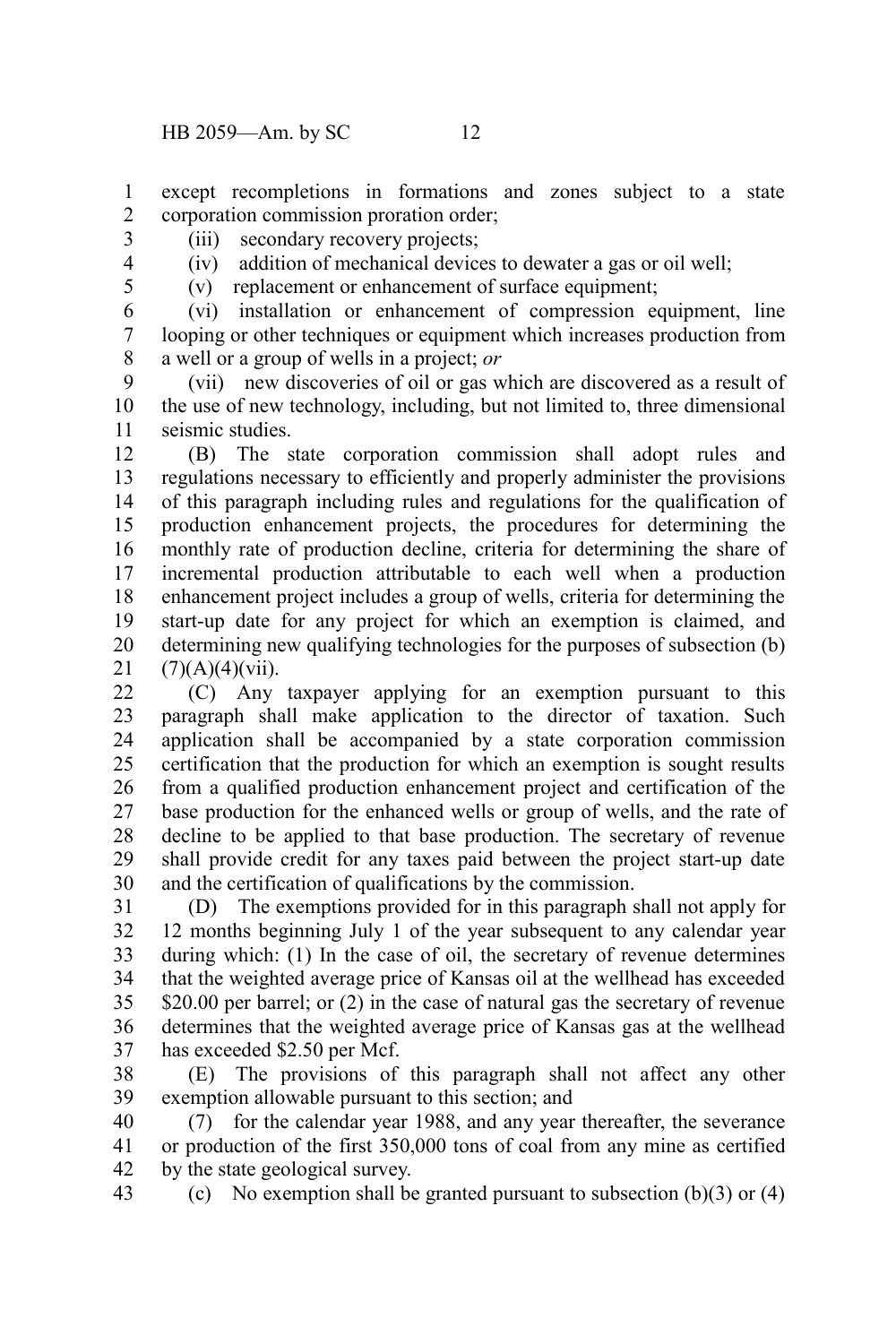except recompletions in formations and zones subject to a state corporation commission proration order;

(iii) secondary recovery projects;

(iv) addition of mechanical devices to dewater a gas or oil well;

(v) replacement or enhancement of surface equipment;

(vi) installation or enhancement of compression equipment, line looping or other techniques or equipment which increases production from a well or a group of wells in a project; *or*

(vii) new discoveries of oil or gas which are discovered as a result of the use of new technology, including, but not limited to, three dimensional seismic studies.

(B) The state corporation commission shall adopt rules and regulations necessary to efficiently and properly administer the provisions of this paragraph including rules and regulations for the qualification of production enhancement projects, the procedures for determining the monthly rate of production decline, criteria for determining the share of incremental production attributable to each well when a production enhancement project includes a group of wells, criteria for determining the start-up date for any project for which an exemption is claimed, and determining new qualifying technologies for the purposes of subsection (b)(7)(A)(4)(vii).

(C) Any taxpayer applying for an exemption pursuant to this paragraph shall make application to the director of taxation. Such application shall be accompanied by a state corporation commission certification that the production for which an exemption is sought results from a qualified production enhancement project and certification of the base production for the enhanced wells or group of wells, and the rate of decline to be applied to that base production. The secretary of revenue shall provide credit for any taxes paid between the project start-up date and the certification of qualifications by the commission.

(D) The exemptions provided for in this paragraph shall not apply for 12 months beginning July 1 of the year subsequent to any calendar year during which: (1) In the case of oil, the secretary of revenue determines that the weighted average price of Kansas oil at the wellhead has exceeded $20.00 per barrel; or (2) in the case of natural gas the secretary of revenue determines that the weighted average price of Kansas gas at the wellhead has exceeded $2.50 per Mcf.

(E) The provisions of this paragraph shall not affect any other exemption allowable pursuant to this section; and

(7) for the calendar year 1988, and any year thereafter, the severance or production of the first 350,000 tons of coal from any mine as certified by the state geological survey.

(c) No exemption shall be granted pursuant to subsection (b)(3) or (4)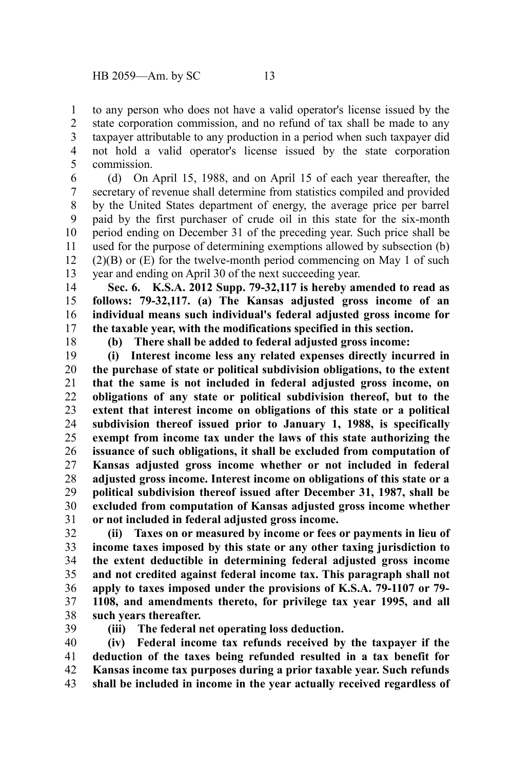to any person who does not have a valid operator's license issued by the state corporation commission, and no refund of tax shall be made to any taxpayer attributable to any production in a period when such taxpayer did not hold a valid operator's license issued by the state corporation commission.

(d) On April 15, 1988, and on April 15 of each year thereafter, the secretary of revenue shall determine from statistics compiled and provided by the United States department of energy, the average price per barrel paid by the first purchaser of crude oil in this state for the six-month period ending on December 31 of the preceding year. Such price shall be used for the purpose of determining exemptions allowed by subsection (b)(2)(B) or (E) for the twelve-month period commencing on May 1 of such year and ending on April 30 of the next succeeding year.

**Sec. 6. K.S.A. 2012 Supp. 79-32,117 is hereby amended to read as follows: 79-32,117. (a) The Kansas adjusted gross income of an individual means such individual's federal adjusted gross income for the taxable year, with the modifications specified in this section.**

**(b) There shall be added to federal adjusted gross income:**

**(i) Interest income less any related expenses directly incurred in the purchase of state or political subdivision obligations, to the extent that the same is not included in federal adjusted gross income, on obligations of any state or political subdivision thereof, but to the extent that interest income on obligations of this state or a political subdivision thereof issued prior to January 1, 1988, is specifically exempt from income tax under the laws of this state authorizing the issuance of such obligations, it shall be excluded from computation of Kansas adjusted gross income whether or not included in federal adjusted gross income. Interest income on obligations of this state or a political subdivision thereof issued after December 31, 1987, shall be excluded from computation of Kansas adjusted gross income whether or not included in federal adjusted gross income.**

**(ii) Taxes on or measured by income or fees or payments in lieu of income taxes imposed by this state or any other taxing jurisdiction to the extent deductible in determining federal adjusted gross income and not credited against federal income tax. This paragraph shall not apply to taxes imposed under the provisions of K.S.A. 79-1107 or 79-1108, and amendments thereto, for privilege tax year 1995, and all such years thereafter.**

**(iii) The federal net operating loss deduction.**

**(iv) Federal income tax refunds received by the taxpayer if the deduction of the taxes being refunded resulted in a tax benefit for Kansas income tax purposes during a prior taxable year. Such refunds shall be included in income in the year actually received regardless of**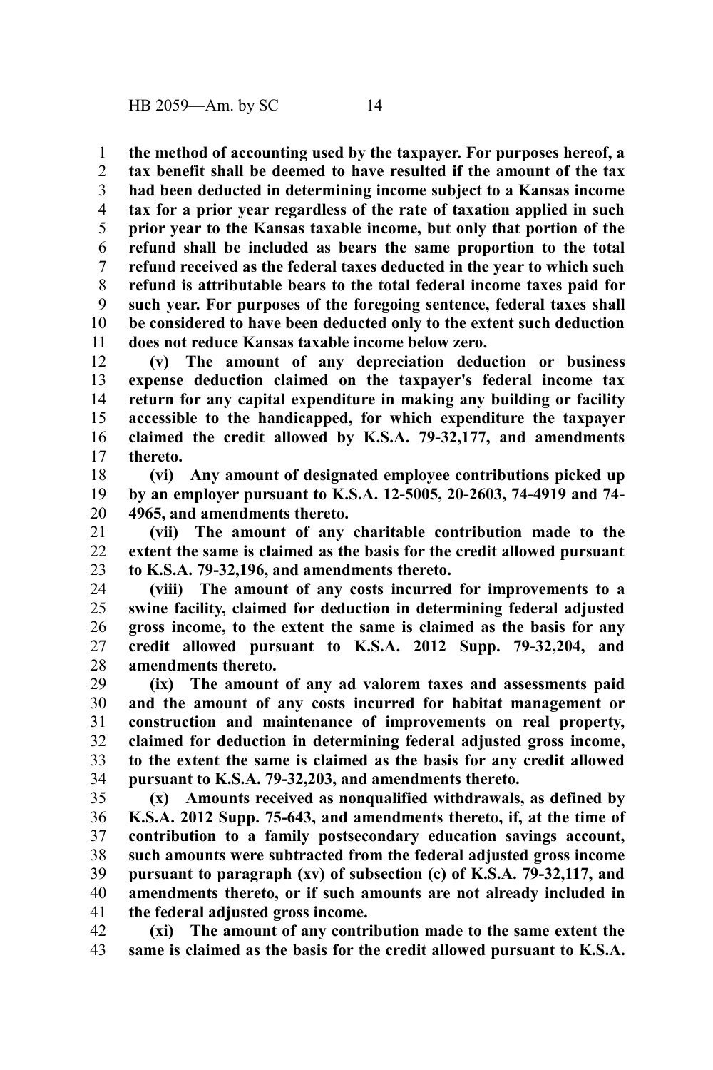**the method of accounting used by the taxpayer. For purposes hereof, a tax benefit shall be deemed to have resulted if the amount of the tax had been deducted in determining income subject to a Kansas income tax for a prior year regardless of the rate of taxation applied in such prior year to the Kansas taxable income, but only that portion of the refund shall be included as bears the same proportion to the total refund received as the federal taxes deducted in the year to which such refund is attributable bears to the total federal income taxes paid for such year. For purposes of the foregoing sentence, federal taxes shall be considered to have been deducted only to the extent such deduction does not reduce Kansas taxable income below zero.**

**(v) The amount of any depreciation deduction or business expense deduction claimed on the taxpayer's federal income tax return for any capital expenditure in making any building or facility accessible to the handicapped, for which expenditure the taxpayer claimed the credit allowed by K.S.A. 79-32,177, and amendments thereto.**

**(vi) Any amount of designated employee contributions picked up by an employer pursuant to K.S.A. 12-5005, 20-2603, 74-4919 and 74-4965, and amendments thereto.**

**(vii) The amount of any charitable contribution made to the extent the same is claimed as the basis for the credit allowed pursuant to K.S.A. 79-32,196, and amendments thereto.**

**(viii) The amount of any costs incurred for improvements to a swine facility, claimed for deduction in determining federal adjusted gross income, to the extent the same is claimed as the basis for any credit allowed pursuant to K.S.A. 2012 Supp. 79-32,204, and amendments thereto.**

**(ix) The amount of any ad valorem taxes and assessments paid and the amount of any costs incurred for habitat management or construction and maintenance of improvements on real property, claimed for deduction in determining federal adjusted gross income, to the extent the same is claimed as the basis for any credit allowed pursuant to K.S.A. 79-32,203, and amendments thereto.**

**(x) Amounts received as nonqualified withdrawals, as defined by K.S.A. 2012 Supp. 75-643, and amendments thereto, if, at the time of contribution to a family postsecondary education savings account, such amounts were subtracted from the federal adjusted gross income pursuant to paragraph (xv) of subsection (c) of K.S.A. 79-32,117, and amendments thereto, or if such amounts are not already included in the federal adjusted gross income.**

**(xi) The amount of any contribution made to the same extent the same is claimed as the basis for the credit allowed pursuant to K.S.A.**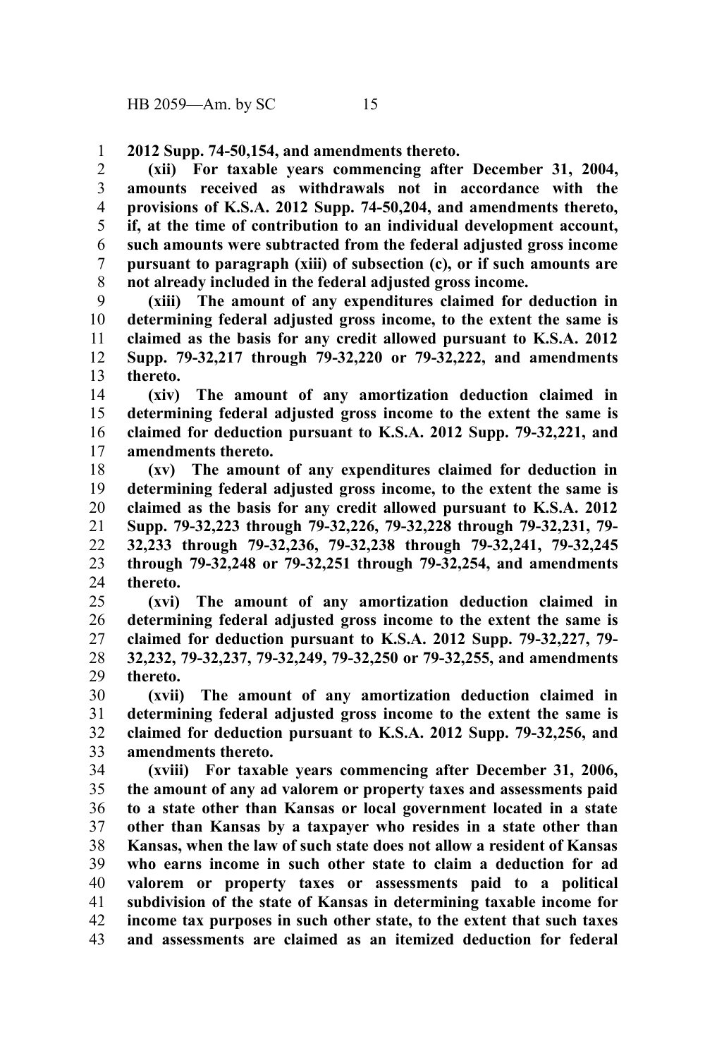**2012 Supp. 74-50,154, and amendments thereto.**

**(xii) For taxable years commencing after December 31, 2004, amounts received as withdrawals not in accordance with the provisions of K.S.A. 2012 Supp. 74-50,204, and amendments thereto, if, at the time of contribution to an individual development account, such amounts were subtracted from the federal adjusted gross income pursuant to paragraph (xiii) of subsection (c), or if such amounts are not already included in the federal adjusted gross income.**

**(xiii) The amount of any expenditures claimed for deduction in determining federal adjusted gross income, to the extent the same is claimed as the basis for any credit allowed pursuant to K.S.A. 2012 Supp. 79-32,217 through 79-32,220 or 79-32,222, and amendments thereto.**

**(xiv) The amount of any amortization deduction claimed in determining federal adjusted gross income to the extent the same is claimed for deduction pursuant to K.S.A. 2012 Supp. 79-32,221, and amendments thereto.**

**(xv) The amount of any expenditures claimed for deduction in determining federal adjusted gross income, to the extent the same is claimed as the basis for any credit allowed pursuant to K.S.A. 2012 Supp. 79-32,223 through 79-32,226, 79-32,228 through 79-32,231, 79-32,233 through 79-32,236, 79-32,238 through 79-32,241, 79-32,245 through 79-32,248 or 79-32,251 through 79-32,254, and amendments thereto.**

**(xvi) The amount of any amortization deduction claimed in determining federal adjusted gross income to the extent the same is claimed for deduction pursuant to K.S.A. 2012 Supp. 79-32,227, 79-32,232, 79-32,237, 79-32,249, 79-32,250 or 79-32,255, and amendments thereto.**

**(xvii) The amount of any amortization deduction claimed in determining federal adjusted gross income to the extent the same is claimed for deduction pursuant to K.S.A. 2012 Supp. 79-32,256, and amendments thereto.**

**(xviii) For taxable years commencing after December 31, 2006, the amount of any ad valorem or property taxes and assessments paid to a state other than Kansas or local government located in a state other than Kansas by a taxpayer who resides in a state other than Kansas, when the law of such state does not allow a resident of Kansas who earns income in such other state to claim a deduction for ad valorem or property taxes or assessments paid to a political subdivision of the state of Kansas in determining taxable income for income tax purposes in such other state, to the extent that such taxes and assessments are claimed as an itemized deduction for federal**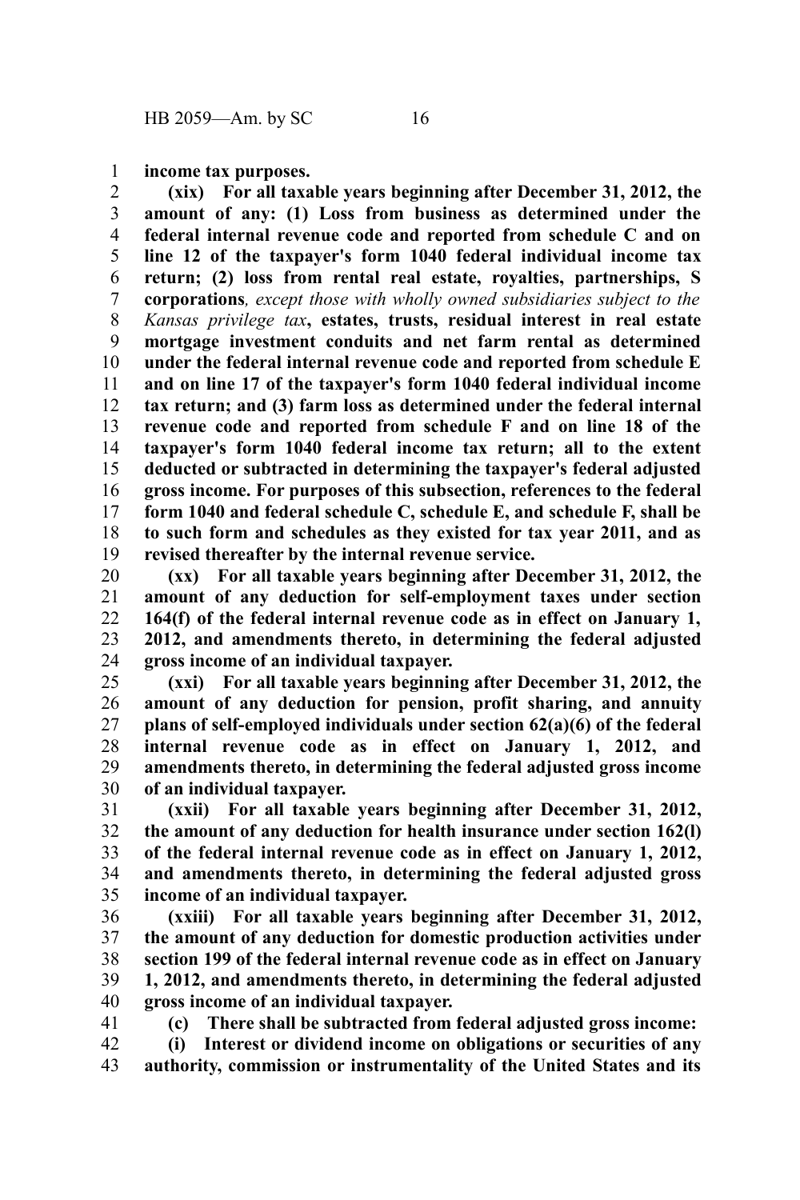**income tax purposes.**

**(xix) For all taxable years beginning after December 31, 2012, the amount of any: (1) Loss from business as determined under the federal internal revenue code and reported from schedule C and on line 12 of the taxpayer's form 1040 federal individual income tax return; (2) loss from rental real estate, royalties, partnerships, S corporations***, except those with wholly owned subsidiaries subject to the Kansas privilege tax***, estates, trusts, residual interest in real estate mortgage investment conduits and net farm rental as determined under the federal internal revenue code and reported from schedule E and on line 17 of the taxpayer's form 1040 federal individual income tax return; and (3) farm loss as determined under the federal internal revenue code and reported from schedule F and on line 18 of the taxpayer's form 1040 federal income tax return; all to the extent deducted or subtracted in determining the taxpayer's federal adjusted gross income. For purposes of this subsection, references to the federal form 1040 and federal schedule C, schedule E, and schedule F, shall be to such form and schedules as they existed for tax year 2011, and as revised thereafter by the internal revenue service.**

**(xx) For all taxable years beginning after December 31, 2012, the amount of any deduction for self-employment taxes under section 164(f) of the federal internal revenue code as in effect on January 1, 2012, and amendments thereto, in determining the federal adjusted gross income of an individual taxpayer.**

**(xxi) For all taxable years beginning after December 31, 2012, the amount of any deduction for pension, profit sharing, and annuity plans of self-employed individuals under section 62(a)(6) of the federal internal revenue code as in effect on January 1, 2012, and amendments thereto, in determining the federal adjusted gross income of an individual taxpayer.**

**(xxii) For all taxable years beginning after December 31, 2012, the amount of any deduction for health insurance under section 162(l) of the federal internal revenue code as in effect on January 1, 2012, and amendments thereto, in determining the federal adjusted gross income of an individual taxpayer.**

**(xxiii) For all taxable years beginning after December 31, 2012, the amount of any deduction for domestic production activities under section 199 of the federal internal revenue code as in effect on January 1, 2012, and amendments thereto, in determining the federal adjusted gross income of an individual taxpayer.**

**(c) There shall be subtracted from federal adjusted gross income:**

**(i) Interest or dividend income on obligations or securities of any authority, commission or instrumentality of the United States and its**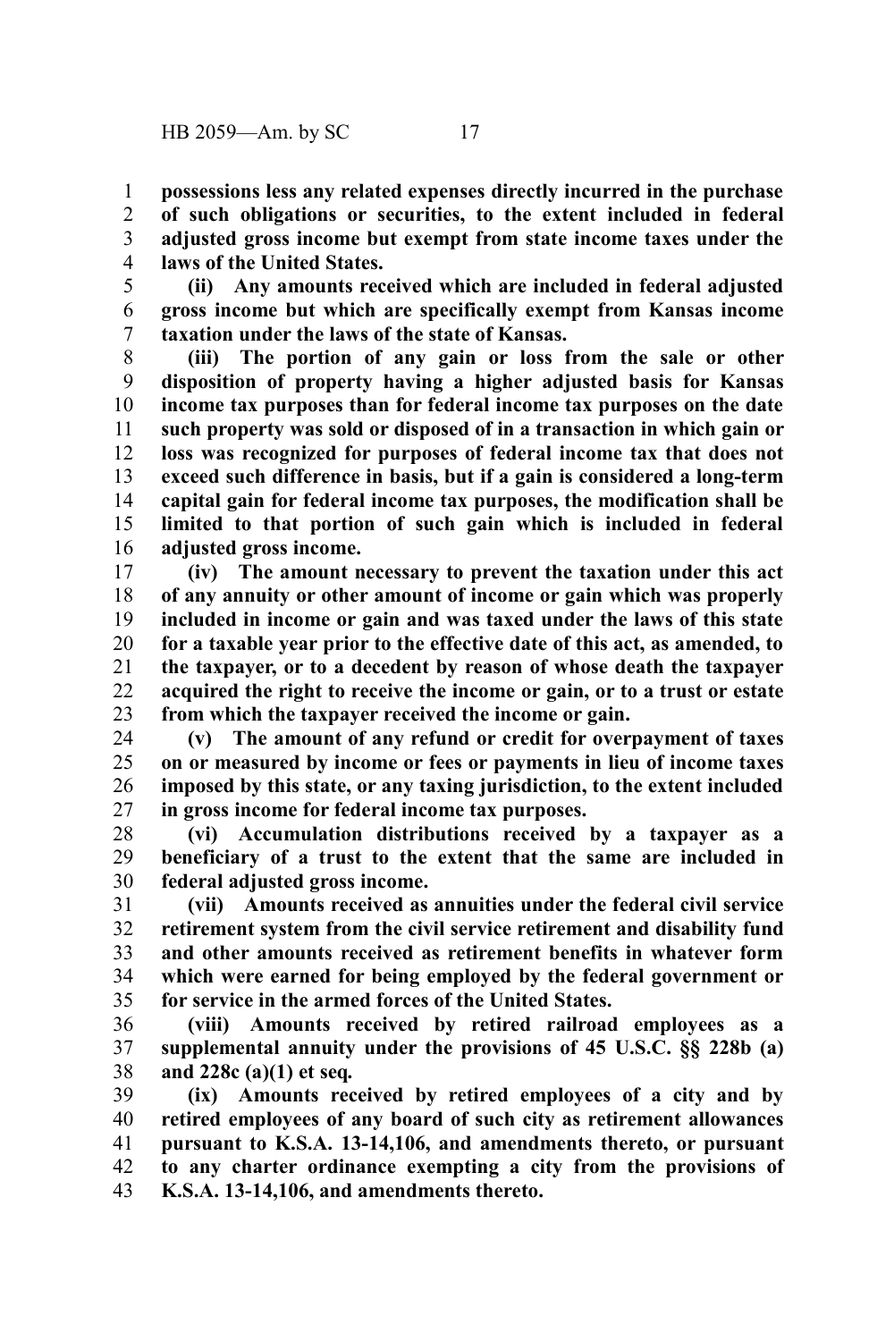**possessions less any related expenses directly incurred in the purchase of such obligations or securities, to the extent included in federal adjusted gross income but exempt from state income taxes under the laws of the United States.**

**(ii) Any amounts received which are included in federal adjusted gross income but which are specifically exempt from Kansas income taxation under the laws of the state of Kansas.**

**(iii) The portion of any gain or loss from the sale or other disposition of property having a higher adjusted basis for Kansas income tax purposes than for federal income tax purposes on the date such property was sold or disposed of in a transaction in which gain or loss was recognized for purposes of federal income tax that does not exceed such difference in basis, but if a gain is considered a long-term capital gain for federal income tax purposes, the modification shall be limited to that portion of such gain which is included in federal adjusted gross income.**

**(iv) The amount necessary to prevent the taxation under this act of any annuity or other amount of income or gain which was properly included in income or gain and was taxed under the laws of this state for a taxable year prior to the effective date of this act, as amended, to the taxpayer, or to a decedent by reason of whose death the taxpayer acquired the right to receive the income or gain, or to a trust or estate from which the taxpayer received the income or gain.**

**(v) The amount of any refund or credit for overpayment of taxes on or measured by income or fees or payments in lieu of income taxes imposed by this state, or any taxing jurisdiction, to the extent included in gross income for federal income tax purposes.**

**(vi) Accumulation distributions received by a taxpayer as a beneficiary of a trust to the extent that the same are included in federal adjusted gross income.**

**(vii) Amounts received as annuities under the federal civil service retirement system from the civil service retirement and disability fund and other amounts received as retirement benefits in whatever form which were earned for being employed by the federal government or for service in the armed forces of the United States.**

**(viii) Amounts received by retired railroad employees as a supplemental annuity under the provisions of 45 U.S.C. §§ 228b (a) and 228c (a)(1) et seq.**

**(ix) Amounts received by retired employees of a city and by retired employees of any board of such city as retirement allowances pursuant to K.S.A. 13-14,106, and amendments thereto, or pursuant to any charter ordinance exempting a city from the provisions of K.S.A. 13-14,106, and amendments thereto.**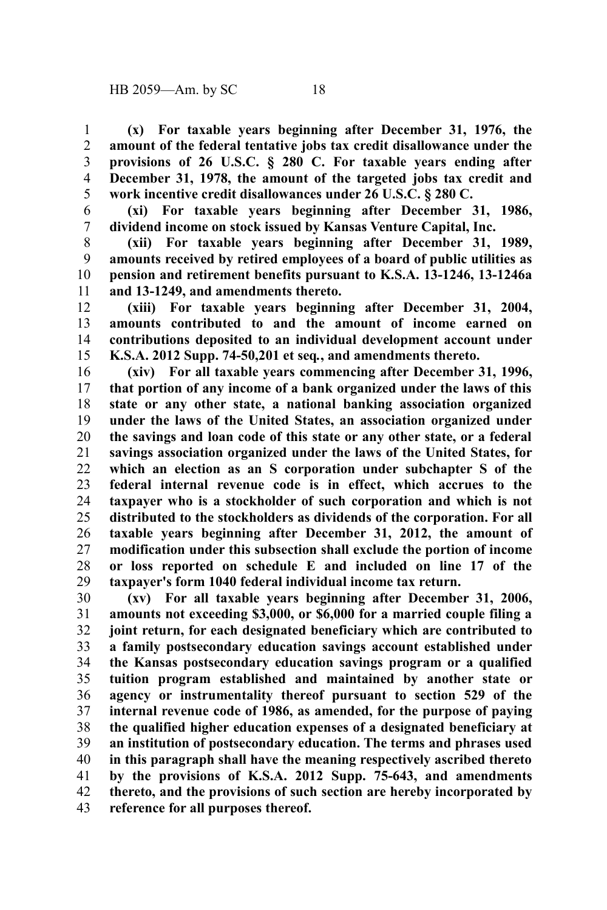**(x) For taxable years beginning after December 31, 1976, the amount of the federal tentative jobs tax credit disallowance under the provisions of 26 U.S.C. § 280 C. For taxable years ending after December 31, 1978, the amount of the targeted jobs tax credit and work incentive credit disallowances under 26 U.S.C. § 280 C.**

**(xi) For taxable years beginning after December 31, 1986, dividend income on stock issued by Kansas Venture Capital, Inc.**

**(xii) For taxable years beginning after December 31, 1989, amounts received by retired employees of a board of public utilities as pension and retirement benefits pursuant to K.S.A. 13-1246, 13-1246a and 13-1249, and amendments thereto.**

**(xiii) For taxable years beginning after December 31, 2004, amounts contributed to and the amount of income earned on contributions deposited to an individual development account under K.S.A. 2012 Supp. 74-50,201 et seq., and amendments thereto.**

**(xiv) For all taxable years commencing after December 31, 1996, that portion of any income of a bank organized under the laws of this state or any other state, a national banking association organized under the laws of the United States, an association organized under the savings and loan code of this state or any other state, or a federal savings association organized under the laws of the United States, for which an election as an S corporation under subchapter S of the federal internal revenue code is in effect, which accrues to the taxpayer who is a stockholder of such corporation and which is not distributed to the stockholders as dividends of the corporation. For all taxable years beginning after December 31, 2012, the amount of modification under this subsection shall exclude the portion of income or loss reported on schedule E and included on line 17 of the taxpayer's form 1040 federal individual income tax return.**

**(xv) For all taxable years beginning after December 31, 2006, amounts not exceeding $3,000, or $6,000 for a married couple filing a joint return, for each designated beneficiary which are contributed to a family postsecondary education savings account established under the Kansas postsecondary education savings program or a qualified tuition program established and maintained by another state or agency or instrumentality thereof pursuant to section 529 of the internal revenue code of 1986, as amended, for the purpose of paying the qualified higher education expenses of a designated beneficiary at an institution of postsecondary education. The terms and phrases used in this paragraph shall have the meaning respectively ascribed thereto by the provisions of K.S.A. 2012 Supp. 75-643, and amendments thereto, and the provisions of such section are hereby incorporated by reference for all purposes thereof.**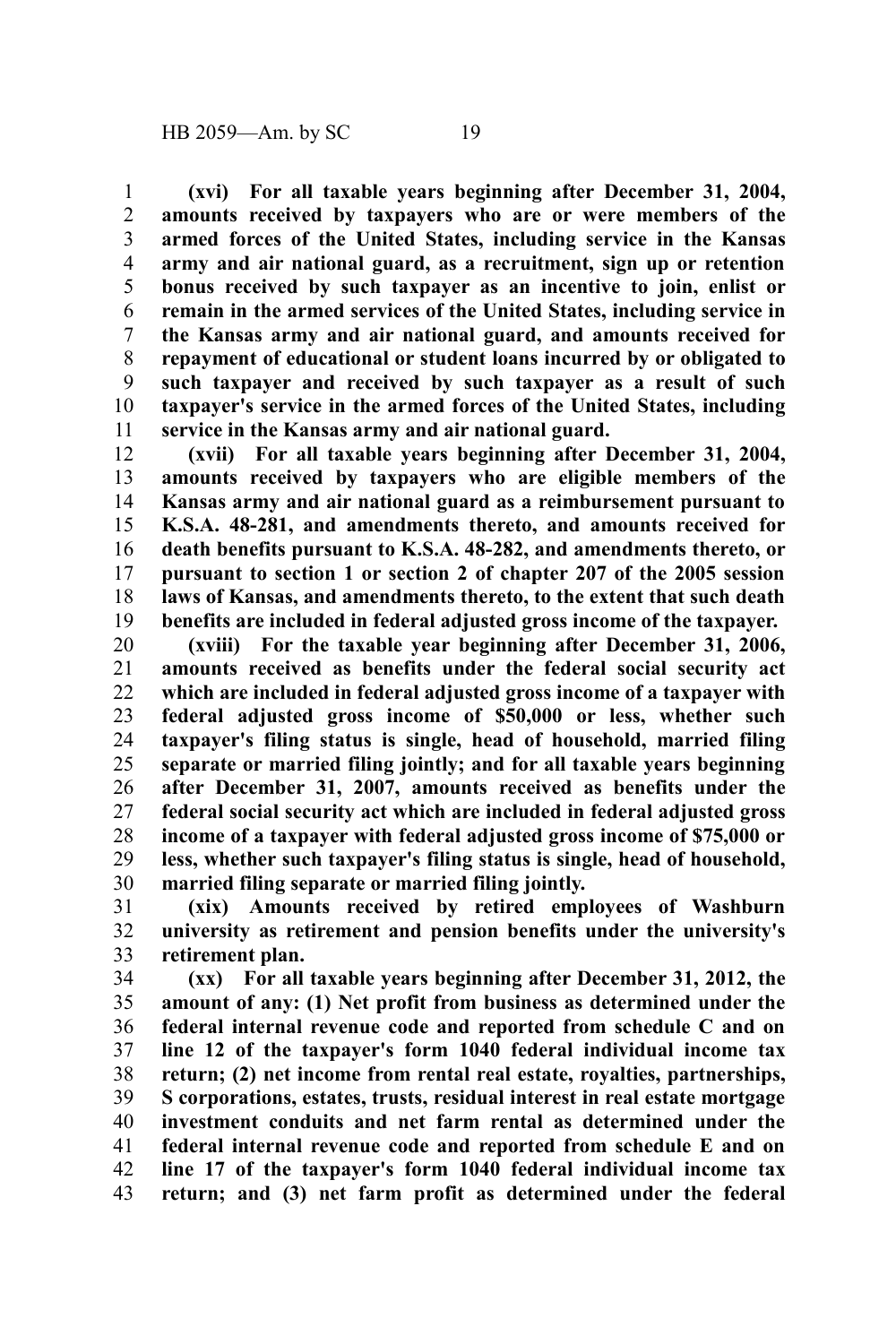**(xvi) For all taxable years beginning after December 31, 2004, amounts received by taxpayers who are or were members of the armed forces of the United States, including service in the Kansas army and air national guard, as a recruitment, sign up or retention bonus received by such taxpayer as an incentive to join, enlist or remain in the armed services of the United States, including service in the Kansas army and air national guard, and amounts received for repayment of educational or student loans incurred by or obligated to such taxpayer and received by such taxpayer as a result of such taxpayer's service in the armed forces of the United States, including service in the Kansas army and air national guard.**

**(xvii) For all taxable years beginning after December 31, 2004, amounts received by taxpayers who are eligible members of the Kansas army and air national guard as a reimbursement pursuant to K.S.A. 48-281, and amendments thereto, and amounts received for death benefits pursuant to K.S.A. 48-282, and amendments thereto, or pursuant to section 1 or section 2 of chapter 207 of the 2005 session laws of Kansas, and amendments thereto, to the extent that such death benefits are included in federal adjusted gross income of the taxpayer.**

**(xviii) For the taxable year beginning after December 31, 2006, amounts received as benefits under the federal social security act which are included in federal adjusted gross income of a taxpayer with federal adjusted gross income of $50,000 or less, whether such taxpayer's filing status is single, head of household, married filing separate or married filing jointly; and for all taxable years beginning after December 31, 2007, amounts received as benefits under the federal social security act which are included in federal adjusted gross income of a taxpayer with federal adjusted gross income of $75,000 or less, whether such taxpayer's filing status is single, head of household, married filing separate or married filing jointly.**

**(xix) Amounts received by retired employees of Washburn university as retirement and pension benefits under the university's retirement plan.**

**(xx) For all taxable years beginning after December 31, 2012, the amount of any: (1) Net profit from business as determined under the federal internal revenue code and reported from schedule C and on line 12 of the taxpayer's form 1040 federal individual income tax return; (2) net income from rental real estate, royalties, partnerships, S corporations, estates, trusts, residual interest in real estate mortgage investment conduits and net farm rental as determined under the federal internal revenue code and reported from schedule E and on line 17 of the taxpayer's form 1040 federal individual income tax return; and (3) net farm profit as determined under the federal**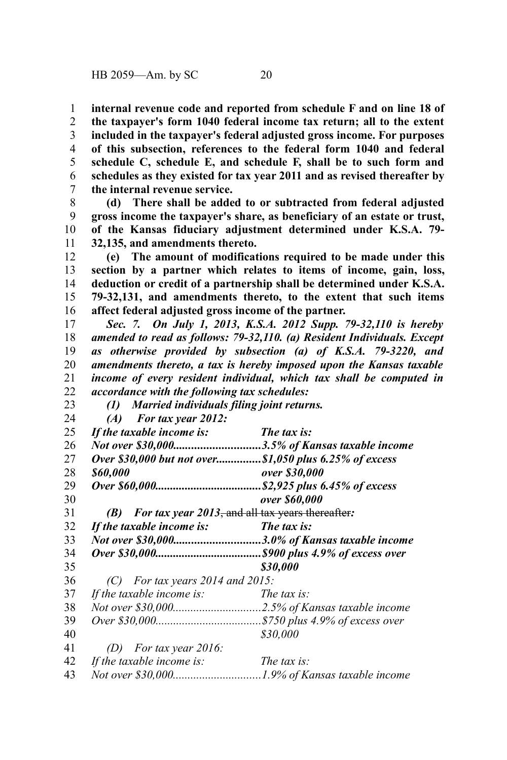**internal revenue code and reported from schedule F and on line 18 of the taxpayer's form 1040 federal income tax return; all to the extent included in the taxpayer's federal adjusted gross income. For purposes of this subsection, references to the federal form 1040 and federal schedule C, schedule E, and schedule F, shall be to such form and schedules as they existed for tax year 2011 and as revised thereafter by the internal revenue service.**

**(d) There shall be added to or subtracted from federal adjusted gross income the taxpayer's share, as beneficiary of an estate or trust, of the Kansas fiduciary adjustment determined under K.S.A. 79-32,135, and amendments thereto.**

**(e) The amount of modifications required to be made under this section by a partner which relates to items of income, gain, loss, deduction or credit of a partnership shall be determined under K.S.A. 79-32,131, and amendments thereto, to the extent that such items affect federal adjusted gross income of the partner.**

***Sec. 7. On July 1, 2013, K.S.A. 2012 Supp. 79-32,110 is hereby amended to read as follows: 79-32,110. (a) Resident Individuals. Except as otherwise provided by subsection (a) of K.S.A. 79-3220, and amendments thereto, a tax is hereby imposed upon the Kansas taxable income of every resident individual, which tax shall be computed in accordance with the following tax schedules:***

***(1) Married individuals filing joint returns.***

***(A) For tax year 2012:***

| ***If the taxable income is:*** | ***The tax is:*** |
|---|---|
| ***Not over $30,000*** | ***3.5% of Kansas taxable income*** |
| ***Over $30,000 but not over $60,000*** | ***$1,050 plus 6.25% of excess over $30,000*** |
| ***Over $60,000*** | ***$2,925 plus 6.45% of excess over $60,000*** |

***(B) For tax year 2013***~~, and all tax years thereafter~~***:***

| ***If the taxable income is:*** | ***The tax is:*** |
|---|---|
| ***Not over $30,000*** | ***3.0% of Kansas taxable income*** |
| ***Over $30,000*** | ***$900 plus 4.9% of excess over $30,000*** |

*(C) For tax years 2014 and 2015:*

| *If the taxable income is:* | *The tax is:* |
|---|---|
| *Not over $30,000* | *2.5% of Kansas taxable income* |
| *Over $30,000* | *$750 plus 4.9% of excess over $30,000* |

*(D) For tax year 2016:*

| *If the taxable income is:* | *The tax is:* |
|---|---|
| *Not over $30,000* | *1.9% of Kansas taxable income* |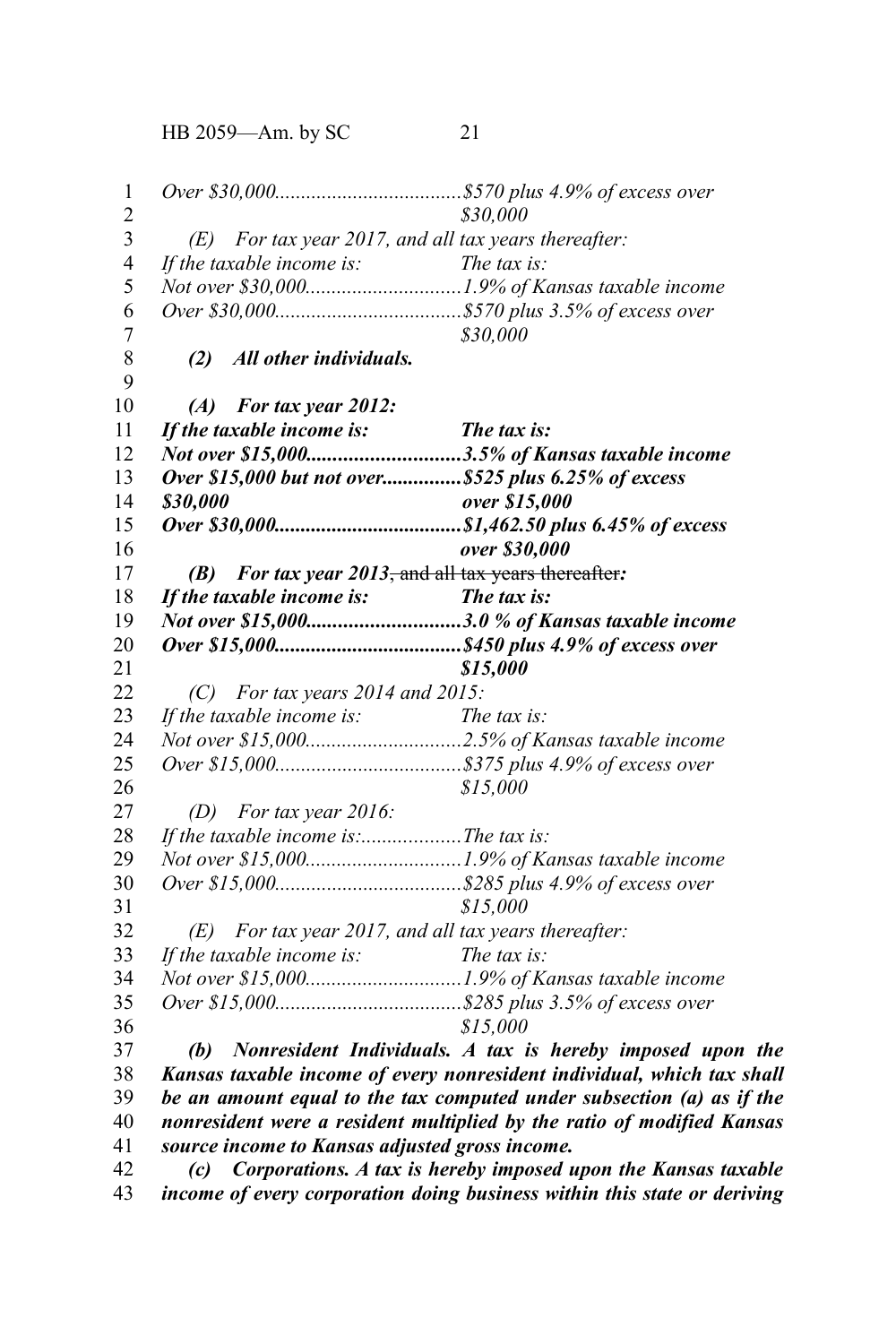*Over $30,000....................................$570 plus 4.9% of excess over $30,000*

*(E) For tax year 2017, and all tax years thereafter:*

| *If the taxable income is:* | *The tax is:* |
|---|---|
| *Not over $30,000* | *1.9% of Kansas taxable income* |
| *Over $30,000* | *$570 plus 3.5% of excess over $30,000* |

***(2) All other individuals.***

***(A) For tax year 2012:***

| ***If the taxable income is:*** | ***The tax is:*** |
|---|---|
| ***Not over $15,000*** | ***3.5% of Kansas taxable income*** |
| ***Over $15,000 but not over $30,000*** | ***$525 plus 6.25% of excess over $15,000*** |
| ***Over $30,000*** | ***$1,462.50 plus 6.45% of excess over $30,000*** |

***(B) For tax year 2013~~, and all tax years thereafter~~:***

| ***If the taxable income is:*** | ***The tax is:*** |
|---|---|
| ***Not over $15,000*** | ***3.0 % of Kansas taxable income*** |
| ***Over $15,000*** | ***$450 plus 4.9% of excess over $15,000*** |

*(C) For tax years 2014 and 2015:*

| *If the taxable income is:* | *The tax is:* |
|---|---|
| *Not over $15,000* | *2.5% of Kansas taxable income* |
| *Over $15,000* | *$375 plus 4.9% of excess over $15,000* |

*(D) For tax year 2016:*

| *If the taxable income is:* | *The tax is:* |
|---|---|
| *Not over $15,000* | *1.9% of Kansas taxable income* |
| *Over $15,000* | *$285 plus 4.9% of excess over $15,000* |

*(E) For tax year 2017, and all tax years thereafter:*

| *If the taxable income is:* | *The tax is:* |
|---|---|
| *Not over $15,000* | *1.9% of Kansas taxable income* |
| *Over $15,000* | *$285 plus 3.5% of excess over $15,000* |

***(b) Nonresident Individuals. A tax is hereby imposed upon the Kansas taxable income of every nonresident individual, which tax shall be an amount equal to the tax computed under subsection (a) as if the nonresident were a resident multiplied by the ratio of modified Kansas source income to Kansas adjusted gross income.***

***(c) Corporations. A tax is hereby imposed upon the Kansas taxable income of every corporation doing business within this state or deriving***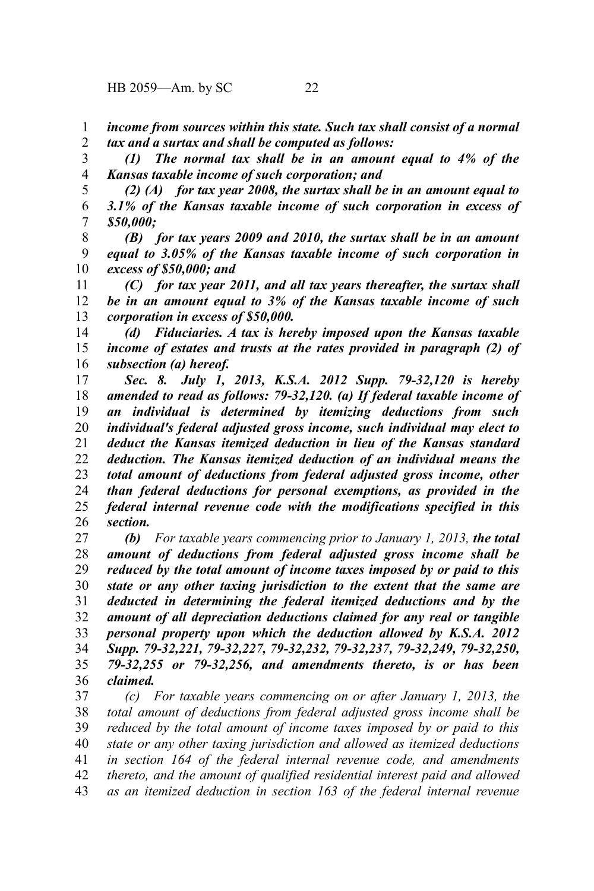***income from sources within this state. Such tax shall consist of a normal tax and a surtax and shall be computed as follows:***

***(1) The normal tax shall be in an amount equal to 4% of the Kansas taxable income of such corporation; and***

***(2) (A) for tax year 2008, the surtax shall be in an amount equal to 3.1% of the Kansas taxable income of such corporation in excess of $50,000;***

***(B) for tax years 2009 and 2010, the surtax shall be in an amount equal to 3.05% of the Kansas taxable income of such corporation in excess of $50,000; and***

***(C) for tax year 2011, and all tax years thereafter, the surtax shall be in an amount equal to 3% of the Kansas taxable income of such corporation in excess of $50,000.***

***(d) Fiduciaries. A tax is hereby imposed upon the Kansas taxable income of estates and trusts at the rates provided in paragraph (2) of subsection (a) hereof.***

***Sec. 8. July 1, 2013, K.S.A. 2012 Supp. 79-32,120 is hereby amended to read as follows: 79-32,120. (a) If federal taxable income of an individual is determined by itemizing deductions from such individual's federal adjusted gross income, such individual may elect to deduct the Kansas itemized deduction in lieu of the Kansas standard deduction. The Kansas itemized deduction of an individual means the total amount of deductions from federal adjusted gross income, other than federal deductions for personal exemptions, as provided in the federal internal revenue code with the modifications specified in this section.***

***(b)*** *For taxable years commencing prior to January 1, 2013,* ***the total amount of deductions from federal adjusted gross income shall be reduced by the total amount of income taxes imposed by or paid to this state or any other taxing jurisdiction to the extent that the same are deducted in determining the federal itemized deductions and by the amount of all depreciation deductions claimed for any real or tangible personal property upon which the deduction allowed by K.S.A. 2012 Supp. 79-32,221, 79-32,227, 79-32,232, 79-32,237, 79-32,249, 79-32,250, 79-32,255 or 79-32,256, and amendments thereto, is or has been claimed.***

*(c) For taxable years commencing on or after January 1, 2013, the total amount of deductions from federal adjusted gross income shall be reduced by the total amount of income taxes imposed by or paid to this state or any other taxing jurisdiction and allowed as itemized deductions in section 164 of the federal internal revenue code, and amendments thereto, and the amount of qualified residential interest paid and allowed as an itemized deduction in section 163 of the federal internal revenue*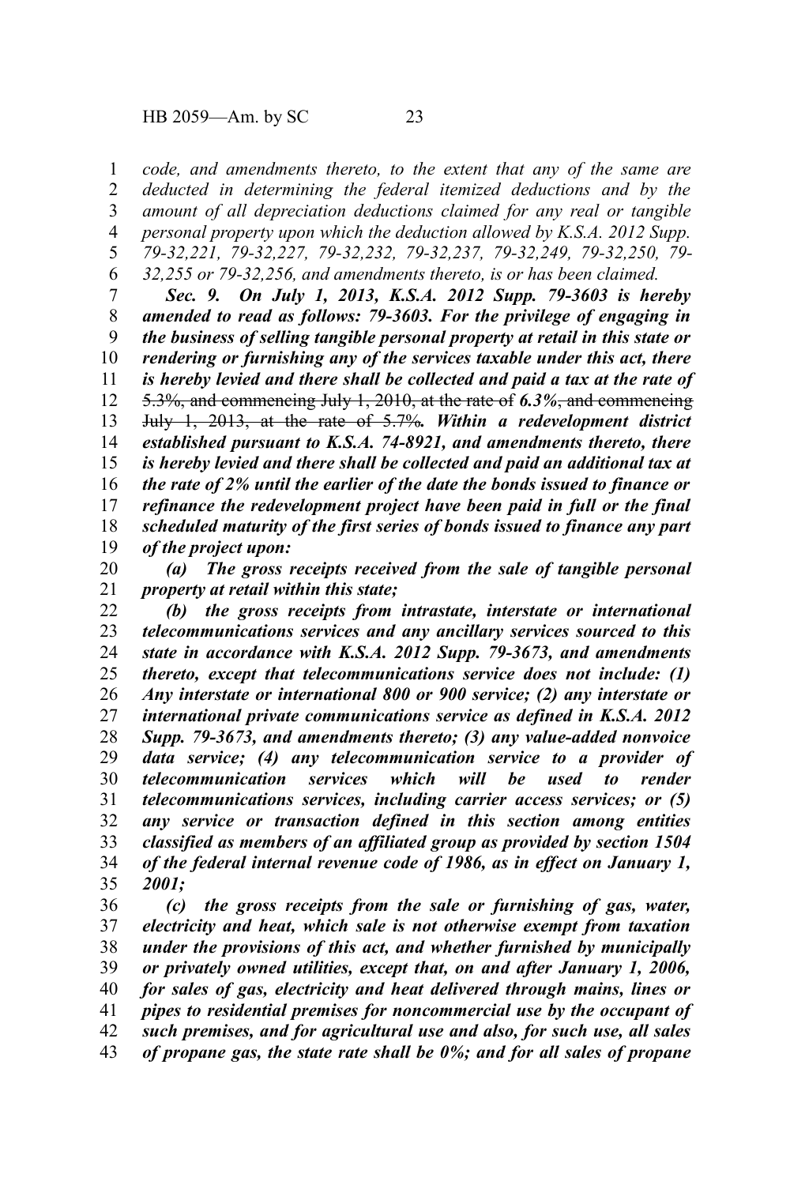*code, and amendments thereto, to the extent that any of the same are deducted in determining the federal itemized deductions and by the amount of all depreciation deductions claimed for any real or tangible personal property upon which the deduction allowed by K.S.A. 2012 Supp. 79-32,221, 79-32,227, 79-32,232, 79-32,237, 79-32,249, 79-32,250, 79-32,255 or 79-32,256, and amendments thereto, is or has been claimed.*

***Sec. 9. On July 1, 2013, K.S.A. 2012 Supp. 79-3603 is hereby amended to read as follows: 79-3603. For the privilege of engaging in the business of selling tangible personal property at retail in this state or rendering or furnishing any of the services taxable under this act, there is hereby levied and there shall be collected and paid a tax at the rate of*** ~~5.3%, and commencing July 1, 2010, at the rate of~~ ***6.3%*** ~~, and commencing July 1, 2013, at the rate of 5.7%~~***. Within a redevelopment district established pursuant to K.S.A. 74-8921, and amendments thereto, there is hereby levied and there shall be collected and paid an additional tax at the rate of 2% until the earlier of the date the bonds issued to finance or refinance the redevelopment project have been paid in full or the final scheduled maturity of the first series of bonds issued to finance any part of the project upon:***

***(a) The gross receipts received from the sale of tangible personal property at retail within this state;***

***(b) the gross receipts from intrastate, interstate or international telecommunications services and any ancillary services sourced to this state in accordance with K.S.A. 2012 Supp. 79-3673, and amendments thereto, except that telecommunications service does not include: (1) Any interstate or international 800 or 900 service; (2) any interstate or international private communications service as defined in K.S.A. 2012 Supp. 79-3673, and amendments thereto; (3) any value-added nonvoice data service; (4) any telecommunication service to a provider of telecommunication services which will be used to render telecommunications services, including carrier access services; or (5) any service or transaction defined in this section among entities classified as members of an affiliated group as provided by section 1504 of the federal internal revenue code of 1986, as in effect on January 1, 2001;***

***(c) the gross receipts from the sale or furnishing of gas, water, electricity and heat, which sale is not otherwise exempt from taxation under the provisions of this act, and whether furnished by municipally or privately owned utilities, except that, on and after January 1, 2006, for sales of gas, electricity and heat delivered through mains, lines or pipes to residential premises for noncommercial use by the occupant of such premises, and for agricultural use and also, for such use, all sales of propane gas, the state rate shall be 0%; and for all sales of propane***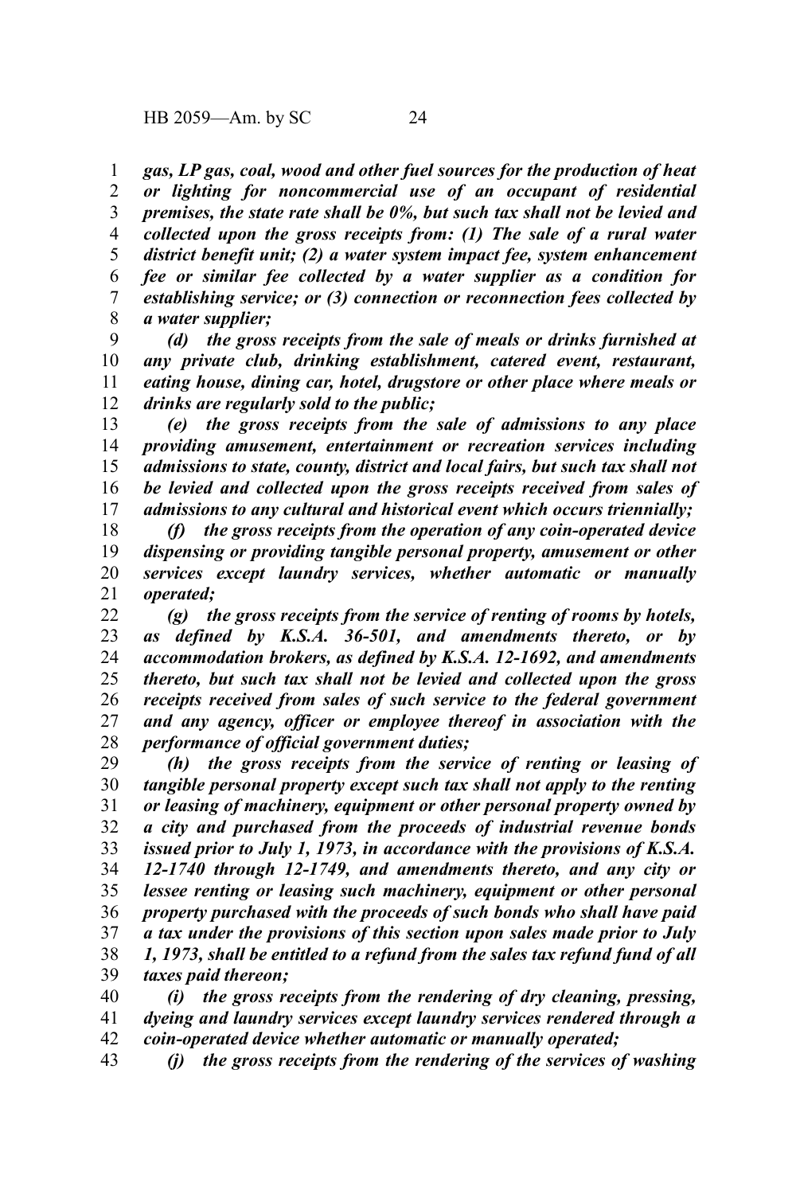*gas, LP gas, coal, wood and other fuel sources for the production of heat or lighting for noncommercial use of an occupant of residential premises, the state rate shall be 0%, but such tax shall not be levied and collected upon the gross receipts from: (1) The sale of a rural water district benefit unit; (2) a water system impact fee, system enhancement fee or similar fee collected by a water supplier as a condition for establishing service; or (3) connection or reconnection fees collected by a water supplier;*

*(d) the gross receipts from the sale of meals or drinks furnished at any private club, drinking establishment, catered event, restaurant, eating house, dining car, hotel, drugstore or other place where meals or drinks are regularly sold to the public;*

*(e) the gross receipts from the sale of admissions to any place providing amusement, entertainment or recreation services including admissions to state, county, district and local fairs, but such tax shall not be levied and collected upon the gross receipts received from sales of admissions to any cultural and historical event which occurs triennially;*

*(f) the gross receipts from the operation of any coin-operated device dispensing or providing tangible personal property, amusement or other services except laundry services, whether automatic or manually operated;*

*(g) the gross receipts from the service of renting of rooms by hotels, as defined by K.S.A. 36-501, and amendments thereto, or by accommodation brokers, as defined by K.S.A. 12-1692, and amendments thereto, but such tax shall not be levied and collected upon the gross receipts received from sales of such service to the federal government and any agency, officer or employee thereof in association with the performance of official government duties;*

*(h) the gross receipts from the service of renting or leasing of tangible personal property except such tax shall not apply to the renting or leasing of machinery, equipment or other personal property owned by a city and purchased from the proceeds of industrial revenue bonds issued prior to July 1, 1973, in accordance with the provisions of K.S.A. 12-1740 through 12-1749, and amendments thereto, and any city or lessee renting or leasing such machinery, equipment or other personal property purchased with the proceeds of such bonds who shall have paid a tax under the provisions of this section upon sales made prior to July 1, 1973, shall be entitled to a refund from the sales tax refund fund of all taxes paid thereon;*

*(i) the gross receipts from the rendering of dry cleaning, pressing, dyeing and laundry services except laundry services rendered through a coin-operated device whether automatic or manually operated;*

*(j) the gross receipts from the rendering of the services of washing*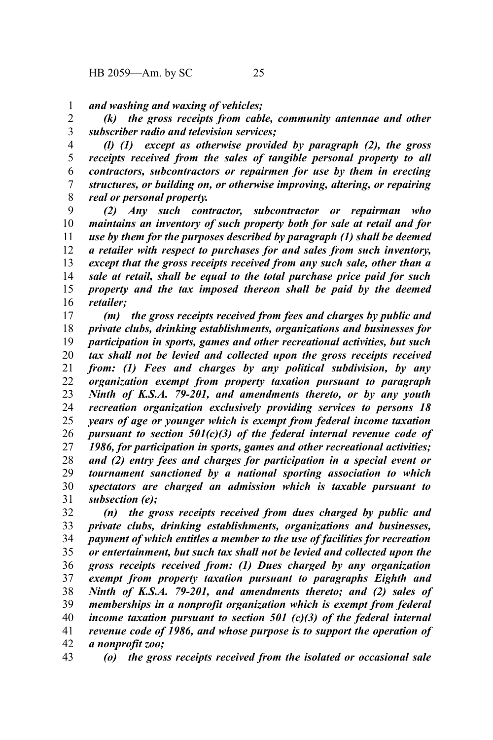*and washing and waxing of vehicles;*

*(k) the gross receipts from cable, community antennae and other subscriber radio and television services;*

*(l) (1) except as otherwise provided by paragraph (2), the gross receipts received from the sales of tangible personal property to all contractors, subcontractors or repairmen for use by them in erecting structures, or building on, or otherwise improving, altering, or repairing real or personal property.*

*(2) Any such contractor, subcontractor or repairman who maintains an inventory of such property both for sale at retail and for use by them for the purposes described by paragraph (1) shall be deemed a retailer with respect to purchases for and sales from such inventory, except that the gross receipts received from any such sale, other than a sale at retail, shall be equal to the total purchase price paid for such property and the tax imposed thereon shall be paid by the deemed retailer;*

*(m) the gross receipts received from fees and charges by public and private clubs, drinking establishments, organizations and businesses for participation in sports, games and other recreational activities, but such tax shall not be levied and collected upon the gross receipts received from: (1) Fees and charges by any political subdivision, by any organization exempt from property taxation pursuant to paragraph Ninth of K.S.A. 79-201, and amendments thereto, or by any youth recreation organization exclusively providing services to persons 18 years of age or younger which is exempt from federal income taxation pursuant to section 501(c)(3) of the federal internal revenue code of 1986, for participation in sports, games and other recreational activities; and (2) entry fees and charges for participation in a special event or tournament sanctioned by a national sporting association to which spectators are charged an admission which is taxable pursuant to subsection (e);*

*(n) the gross receipts received from dues charged by public and private clubs, drinking establishments, organizations and businesses, payment of which entitles a member to the use of facilities for recreation or entertainment, but such tax shall not be levied and collected upon the gross receipts received from: (1) Dues charged by any organization exempt from property taxation pursuant to paragraphs Eighth and Ninth of K.S.A. 79-201, and amendments thereto; and (2) sales of memberships in a nonprofit organization which is exempt from federal income taxation pursuant to section 501 (c)(3) of the federal internal revenue code of 1986, and whose purpose is to support the operation of a nonprofit zoo;*

*(o) the gross receipts received from the isolated or occasional sale*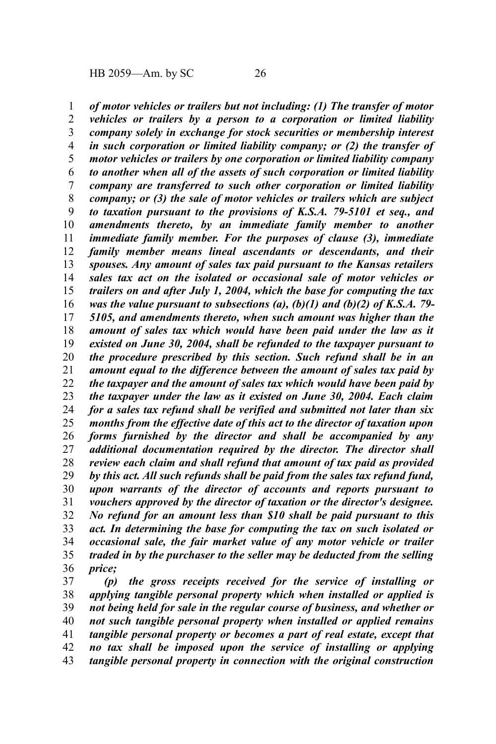*of motor vehicles or trailers but not including: (1) The transfer of motor vehicles or trailers by a person to a corporation or limited liability company solely in exchange for stock securities or membership interest in such corporation or limited liability company; or (2) the transfer of motor vehicles or trailers by one corporation or limited liability company to another when all of the assets of such corporation or limited liability company are transferred to such other corporation or limited liability company; or (3) the sale of motor vehicles or trailers which are subject to taxation pursuant to the provisions of K.S.A. 79-5101 et seq., and amendments thereto, by an immediate family member to another immediate family member. For the purposes of clause (3), immediate family member means lineal ascendants or descendants, and their spouses. Any amount of sales tax paid pursuant to the Kansas retailers sales tax act on the isolated or occasional sale of motor vehicles or trailers on and after July 1, 2004, which the base for computing the tax was the value pursuant to subsections (a), (b)(1) and (b)(2) of K.S.A. 79-5105, and amendments thereto, when such amount was higher than the amount of sales tax which would have been paid under the law as it existed on June 30, 2004, shall be refunded to the taxpayer pursuant to the procedure prescribed by this section. Such refund shall be in an amount equal to the difference between the amount of sales tax paid by the taxpayer and the amount of sales tax which would have been paid by the taxpayer under the law as it existed on June 30, 2004. Each claim for a sales tax refund shall be verified and submitted not later than six months from the effective date of this act to the director of taxation upon forms furnished by the director and shall be accompanied by any additional documentation required by the director. The director shall review each claim and shall refund that amount of tax paid as provided by this act. All such refunds shall be paid from the sales tax refund fund, upon warrants of the director of accounts and reports pursuant to vouchers approved by the director of taxation or the director's designee. No refund for an amount less than $10 shall be paid pursuant to this act. In determining the base for computing the tax on such isolated or occasional sale, the fair market value of any motor vehicle or trailer traded in by the purchaser to the seller may be deducted from the selling price;*

*(p) the gross receipts received for the service of installing or applying tangible personal property which when installed or applied is not being held for sale in the regular course of business, and whether or not such tangible personal property when installed or applied remains tangible personal property or becomes a part of real estate, except that no tax shall be imposed upon the service of installing or applying tangible personal property in connection with the original construction*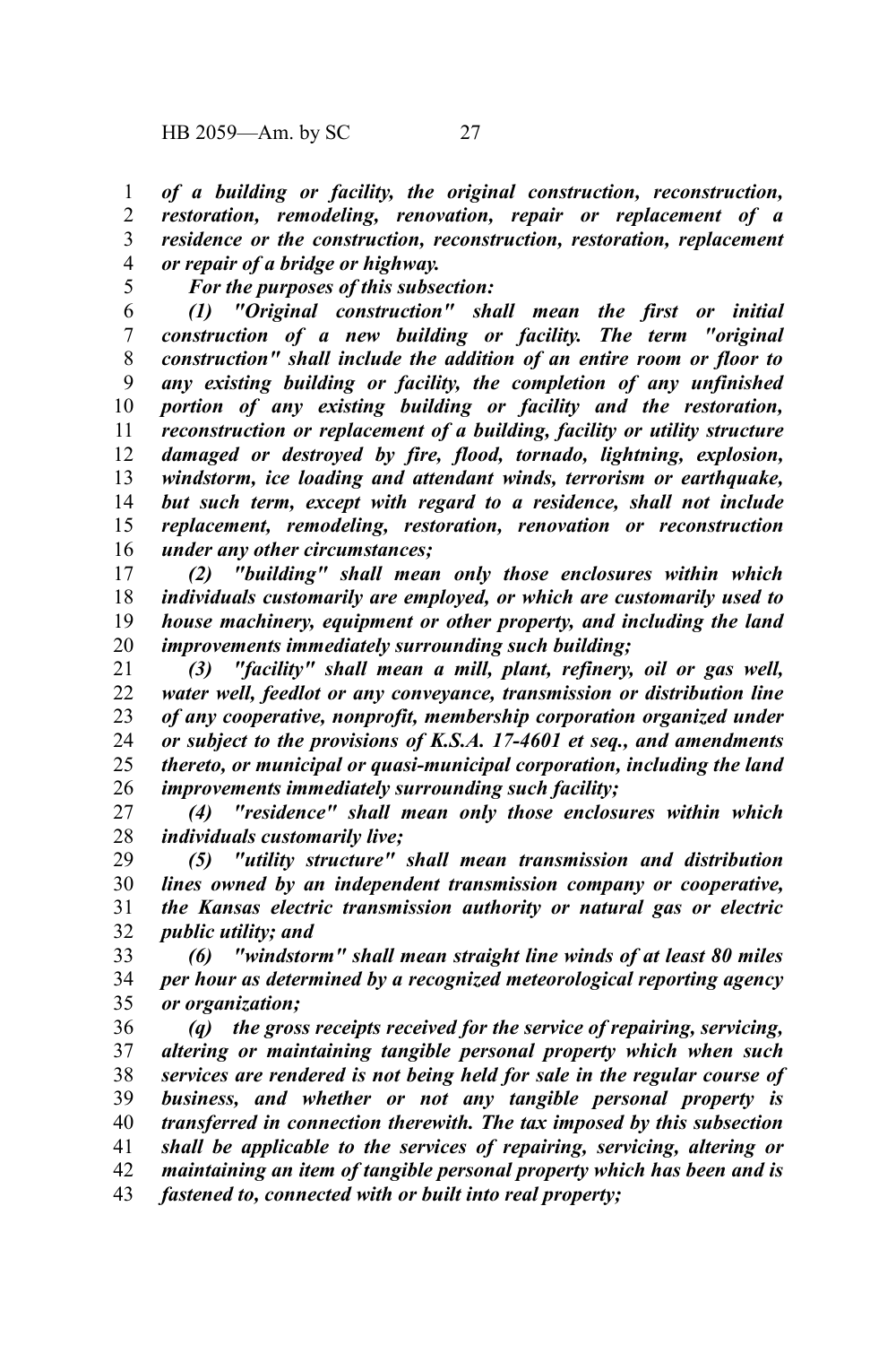*of a building or facility, the original construction, reconstruction, restoration, remodeling, renovation, repair or replacement of a residence or the construction, reconstruction, restoration, replacement or repair of a bridge or highway.*

*For the purposes of this subsection:*

*(1) "Original construction" shall mean the first or initial construction of a new building or facility. The term "original construction" shall include the addition of an entire room or floor to any existing building or facility, the completion of any unfinished portion of any existing building or facility and the restoration, reconstruction or replacement of a building, facility or utility structure damaged or destroyed by fire, flood, tornado, lightning, explosion, windstorm, ice loading and attendant winds, terrorism or earthquake, but such term, except with regard to a residence, shall not include replacement, remodeling, restoration, renovation or reconstruction under any other circumstances;*

*(2) "building" shall mean only those enclosures within which individuals customarily are employed, or which are customarily used to house machinery, equipment or other property, and including the land improvements immediately surrounding such building;*

*(3) "facility" shall mean a mill, plant, refinery, oil or gas well, water well, feedlot or any conveyance, transmission or distribution line of any cooperative, nonprofit, membership corporation organized under or subject to the provisions of K.S.A. 17-4601 et seq., and amendments thereto, or municipal or quasi-municipal corporation, including the land improvements immediately surrounding such facility;*

*(4) "residence" shall mean only those enclosures within which individuals customarily live;*

*(5) "utility structure" shall mean transmission and distribution lines owned by an independent transmission company or cooperative, the Kansas electric transmission authority or natural gas or electric public utility; and*

*(6) "windstorm" shall mean straight line winds of at least 80 miles per hour as determined by a recognized meteorological reporting agency or organization;*

*(q) the gross receipts received for the service of repairing, servicing, altering or maintaining tangible personal property which when such services are rendered is not being held for sale in the regular course of business, and whether or not any tangible personal property is transferred in connection therewith. The tax imposed by this subsection shall be applicable to the services of repairing, servicing, altering or maintaining an item of tangible personal property which has been and is fastened to, connected with or built into real property;*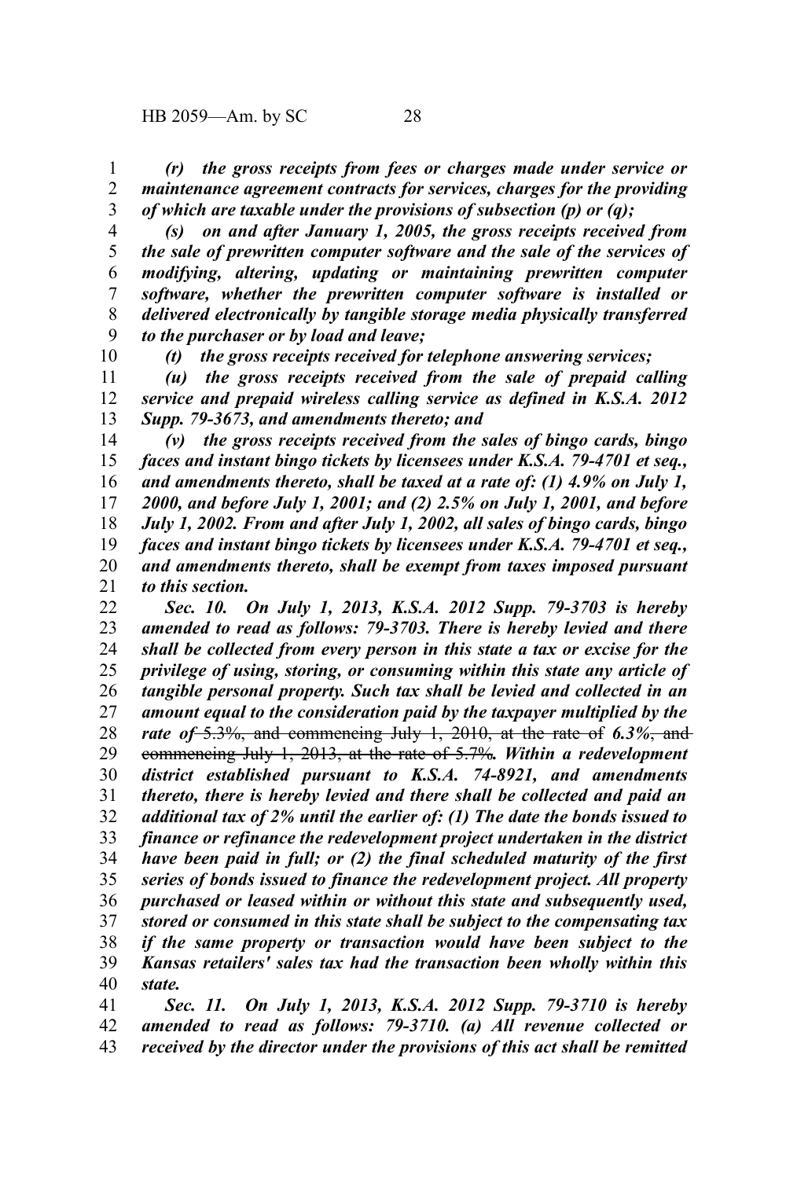*(r) the gross receipts from fees or charges made under service or maintenance agreement contracts for services, charges for the providing of which are taxable under the provisions of subsection (p) or (q);*

*(s) on and after January 1, 2005, the gross receipts received from the sale of prewritten computer software and the sale of the services of modifying, altering, updating or maintaining prewritten computer software, whether the prewritten computer software is installed or delivered electronically by tangible storage media physically transferred to the purchaser or by load and leave;*

*(t) the gross receipts received for telephone answering services;*

*(u) the gross receipts received from the sale of prepaid calling service and prepaid wireless calling service as defined in K.S.A. 2012 Supp. 79-3673, and amendments thereto; and*

*(v) the gross receipts received from the sales of bingo cards, bingo faces and instant bingo tickets by licensees under K.S.A. 79-4701 et seq., and amendments thereto, shall be taxed at a rate of: (1) 4.9% on July 1, 2000, and before July 1, 2001; and (2) 2.5% on July 1, 2001, and before July 1, 2002. From and after July 1, 2002, all sales of bingo cards, bingo faces and instant bingo tickets by licensees under K.S.A. 79-4701 et seq., and amendments thereto, shall be exempt from taxes imposed pursuant to this section.*

*Sec. 10. On July 1, 2013, K.S.A. 2012 Supp. 79-3703 is hereby amended to read as follows: 79-3703. There is hereby levied and there shall be collected from every person in this state a tax or excise for the privilege of using, storing, or consuming within this state any article of tangible personal property. Such tax shall be levied and collected in an amount equal to the consideration paid by the taxpayer multiplied by the rate of* ~~5.3%, and commencing July 1, 2010, at the rate of~~ *6.3%*~~, and commencing July 1, 2013, at the rate of 5.7%~~*. Within a redevelopment district established pursuant to K.S.A. 74-8921, and amendments thereto, there is hereby levied and there shall be collected and paid an additional tax of 2% until the earlier of: (1) The date the bonds issued to finance or refinance the redevelopment project undertaken in the district have been paid in full; or (2) the final scheduled maturity of the first series of bonds issued to finance the redevelopment project. All property purchased or leased within or without this state and subsequently used, stored or consumed in this state shall be subject to the compensating tax if the same property or transaction would have been subject to the Kansas retailers' sales tax had the transaction been wholly within this state.*

*Sec. 11. On July 1, 2013, K.S.A. 2012 Supp. 79-3710 is hereby amended to read as follows: 79-3710. (a) All revenue collected or received by the director under the provisions of this act shall be remitted*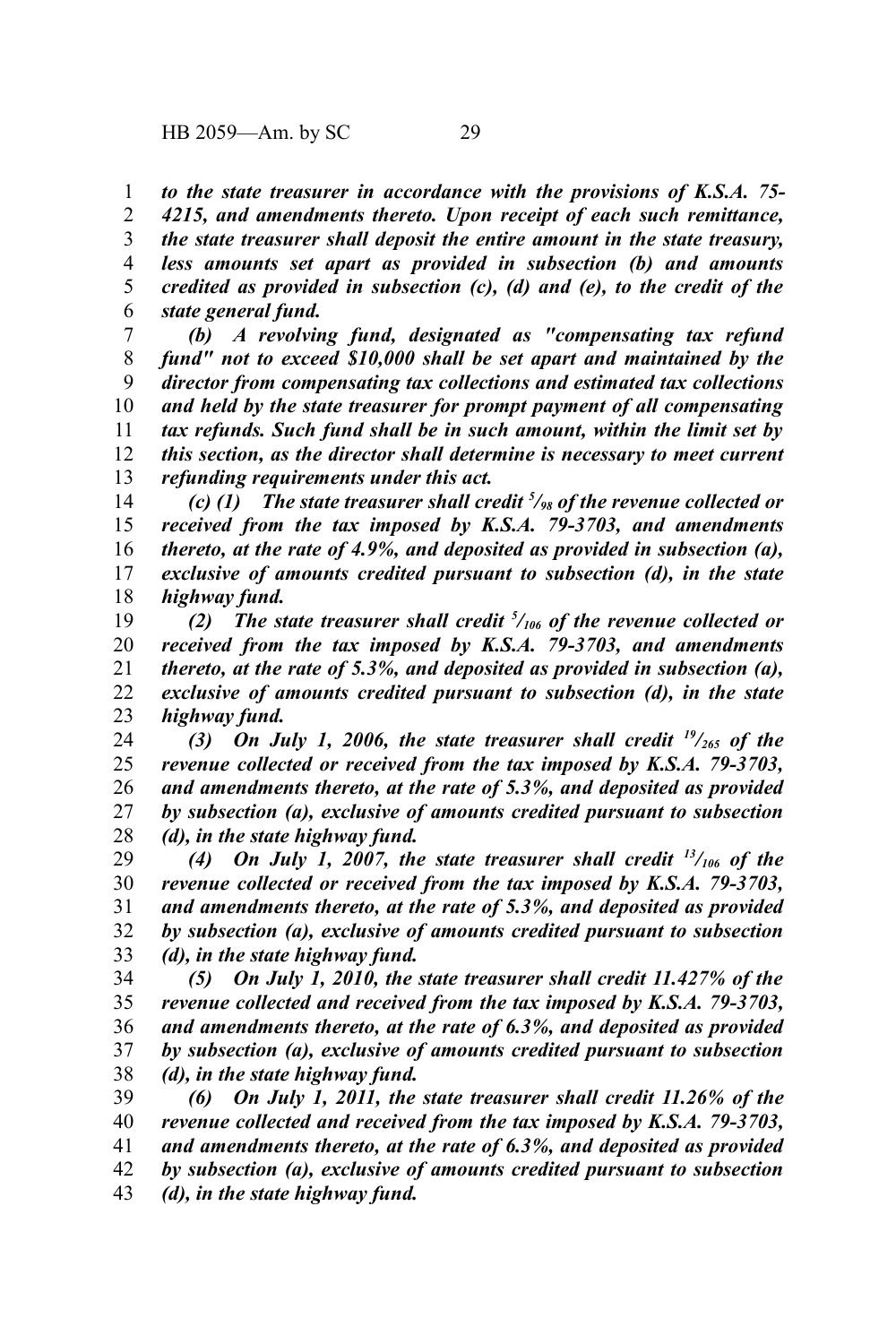*to the state treasurer in accordance with the provisions of K.S.A. 75-4215, and amendments thereto. Upon receipt of each such remittance, the state treasurer shall deposit the entire amount in the state treasury, less amounts set apart as provided in subsection (b) and amounts credited as provided in subsection (c), (d) and (e), to the credit of the state general fund.*

*(b) A revolving fund, designated as "compensating tax refund fund" not to exceed $10,000 shall be set apart and maintained by the director from compensating tax collections and estimated tax collections and held by the state treasurer for prompt payment of all compensating tax refunds. Such fund shall be in such amount, within the limit set by this section, as the director shall determine is necessary to meet current refunding requirements under this act.*

*(c) (1) The state treasurer shall credit $^5/_{98}$ of the revenue collected or received from the tax imposed by K.S.A. 79-3703, and amendments thereto, at the rate of 4.9%, and deposited as provided in subsection (a), exclusive of amounts credited pursuant to subsection (d), in the state highway fund.*

*(2) The state treasurer shall credit $^5/_{106}$ of the revenue collected or received from the tax imposed by K.S.A. 79-3703, and amendments thereto, at the rate of 5.3%, and deposited as provided in subsection (a), exclusive of amounts credited pursuant to subsection (d), in the state highway fund.*

*(3) On July 1, 2006, the state treasurer shall credit $^{19}/_{265}$ of the revenue collected or received from the tax imposed by K.S.A. 79-3703, and amendments thereto, at the rate of 5.3%, and deposited as provided by subsection (a), exclusive of amounts credited pursuant to subsection (d), in the state highway fund.*

*(4) On July 1, 2007, the state treasurer shall credit $^{13}/_{106}$ of the revenue collected or received from the tax imposed by K.S.A. 79-3703, and amendments thereto, at the rate of 5.3%, and deposited as provided by subsection (a), exclusive of amounts credited pursuant to subsection (d), in the state highway fund.*

*(5) On July 1, 2010, the state treasurer shall credit 11.427% of the revenue collected and received from the tax imposed by K.S.A. 79-3703, and amendments thereto, at the rate of 6.3%, and deposited as provided by subsection (a), exclusive of amounts credited pursuant to subsection (d), in the state highway fund.*

*(6) On July 1, 2011, the state treasurer shall credit 11.26% of the revenue collected and received from the tax imposed by K.S.A. 79-3703, and amendments thereto, at the rate of 6.3%, and deposited as provided by subsection (a), exclusive of amounts credited pursuant to subsection (d), in the state highway fund.*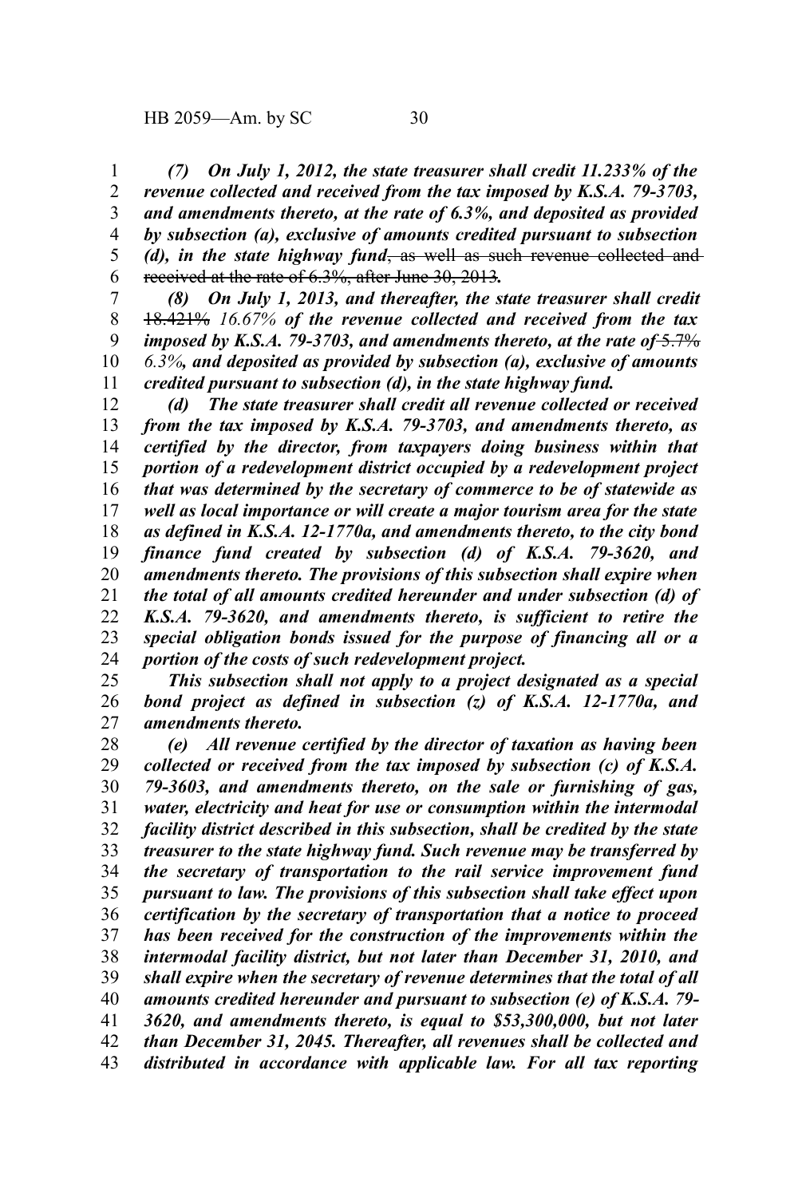*(7) On July 1, 2012, the state treasurer shall credit 11.233% of the revenue collected and received from the tax imposed by K.S.A. 79-3703, and amendments thereto, at the rate of 6.3%, and deposited as provided by subsection (a), exclusive of amounts credited pursuant to subsection (d), in the state highway fund*~~, as well as such revenue collected and received at the rate of 6.3%, after June 30, 2013~~*.*

*(8) On July 1, 2013, and thereafter, the state treasurer shall credit* ~~18.421%~~ *16.67% of the revenue collected and received from the tax imposed by K.S.A. 79-3703, and amendments thereto, at the rate of* ~~5.7%~~ *6.3%, and deposited as provided by subsection (a), exclusive of amounts credited pursuant to subsection (d), in the state highway fund.*

*(d) The state treasurer shall credit all revenue collected or received from the tax imposed by K.S.A. 79-3703, and amendments thereto, as certified by the director, from taxpayers doing business within that portion of a redevelopment district occupied by a redevelopment project that was determined by the secretary of commerce to be of statewide as well as local importance or will create a major tourism area for the state as defined in K.S.A. 12-1770a, and amendments thereto, to the city bond finance fund created by subsection (d) of K.S.A. 79-3620, and amendments thereto. The provisions of this subsection shall expire when the total of all amounts credited hereunder and under subsection (d) of K.S.A. 79-3620, and amendments thereto, is sufficient to retire the special obligation bonds issued for the purpose of financing all or a portion of the costs of such redevelopment project.*

*This subsection shall not apply to a project designated as a special bond project as defined in subsection (z) of K.S.A. 12-1770a, and amendments thereto.*

*(e) All revenue certified by the director of taxation as having been collected or received from the tax imposed by subsection (c) of K.S.A. 79-3603, and amendments thereto, on the sale or furnishing of gas, water, electricity and heat for use or consumption within the intermodal facility district described in this subsection, shall be credited by the state treasurer to the state highway fund. Such revenue may be transferred by the secretary of transportation to the rail service improvement fund pursuant to law. The provisions of this subsection shall take effect upon certification by the secretary of transportation that a notice to proceed has been received for the construction of the improvements within the intermodal facility district, but not later than December 31, 2010, and shall expire when the secretary of revenue determines that the total of all amounts credited hereunder and pursuant to subsection (e) of K.S.A. 79-3620, and amendments thereto, is equal to $53,300,000, but not later than December 31, 2045. Thereafter, all revenues shall be collected and distributed in accordance with applicable law. For all tax reporting*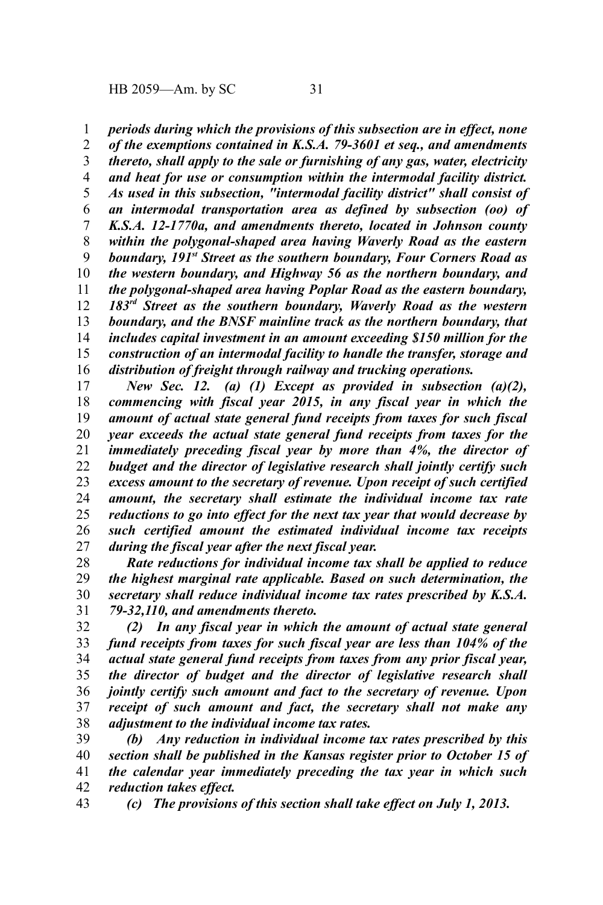*periods during which the provisions of this subsection are in effect, none of the exemptions contained in K.S.A. 79-3601 et seq., and amendments thereto, shall apply to the sale or furnishing of any gas, water, electricity and heat for use or consumption within the intermodal facility district. As used in this subsection, "intermodal facility district" shall consist of an intermodal transportation area as defined by subsection (oo) of K.S.A. 12-1770a, and amendments thereto, located in Johnson county within the polygonal-shaped area having Waverly Road as the eastern boundary, 191st Street as the southern boundary, Four Corners Road as the western boundary, and Highway 56 as the northern boundary, and the polygonal-shaped area having Poplar Road as the eastern boundary, 183rd Street as the southern boundary, Waverly Road as the western boundary, and the BNSF mainline track as the northern boundary, that includes capital investment in an amount exceeding $150 million for the construction of an intermodal facility to handle the transfer, storage and distribution of freight through railway and trucking operations.*

*New Sec. 12. (a) (1) Except as provided in subsection (a)(2), commencing with fiscal year 2015, in any fiscal year in which the amount of actual state general fund receipts from taxes for such fiscal year exceeds the actual state general fund receipts from taxes for the immediately preceding fiscal year by more than 4%, the director of budget and the director of legislative research shall jointly certify such excess amount to the secretary of revenue. Upon receipt of such certified amount, the secretary shall estimate the individual income tax rate reductions to go into effect for the next tax year that would decrease by such certified amount the estimated individual income tax receipts during the fiscal year after the next fiscal year.*

*Rate reductions for individual income tax shall be applied to reduce the highest marginal rate applicable. Based on such determination, the secretary shall reduce individual income tax rates prescribed by K.S.A. 79-32,110, and amendments thereto.*

*(2) In any fiscal year in which the amount of actual state general fund receipts from taxes for such fiscal year are less than 104% of the actual state general fund receipts from taxes from any prior fiscal year, the director of budget and the director of legislative research shall jointly certify such amount and fact to the secretary of revenue. Upon receipt of such amount and fact, the secretary shall not make any adjustment to the individual income tax rates.*

*(b) Any reduction in individual income tax rates prescribed by this section shall be published in the Kansas register prior to October 15 of the calendar year immediately preceding the tax year in which such reduction takes effect.*

*(c) The provisions of this section shall take effect on July 1, 2013.*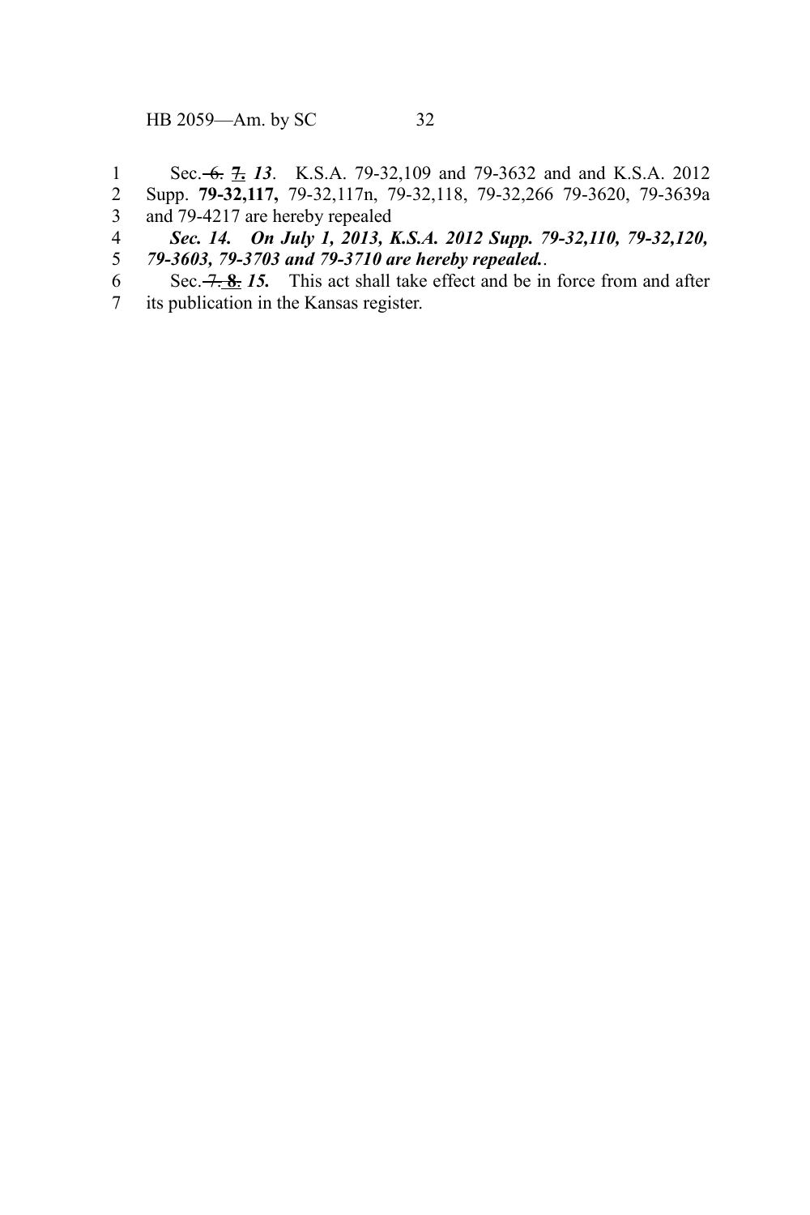Sec. ~~6.~~ ~~**7.**~~ ***13***. K.S.A. 79-32,109 and 79-3632 and and K.S.A. 2012 Supp. **79-32,117,** 79-32,117n, 79-32,118, 79-32,266 79-3620, 79-3639a and 79-4217 are hereby repealed

***Sec. 14. On July 1, 2013, K.S.A. 2012 Supp. 79-32,110, 79-32,120, 79-3603, 79-3703 and 79-3710 are hereby repealed.***.

Sec. ~~7.~~ ~~**8.**~~ ***15.*** This act shall take effect and be in force from and after its publication in the Kansas register.